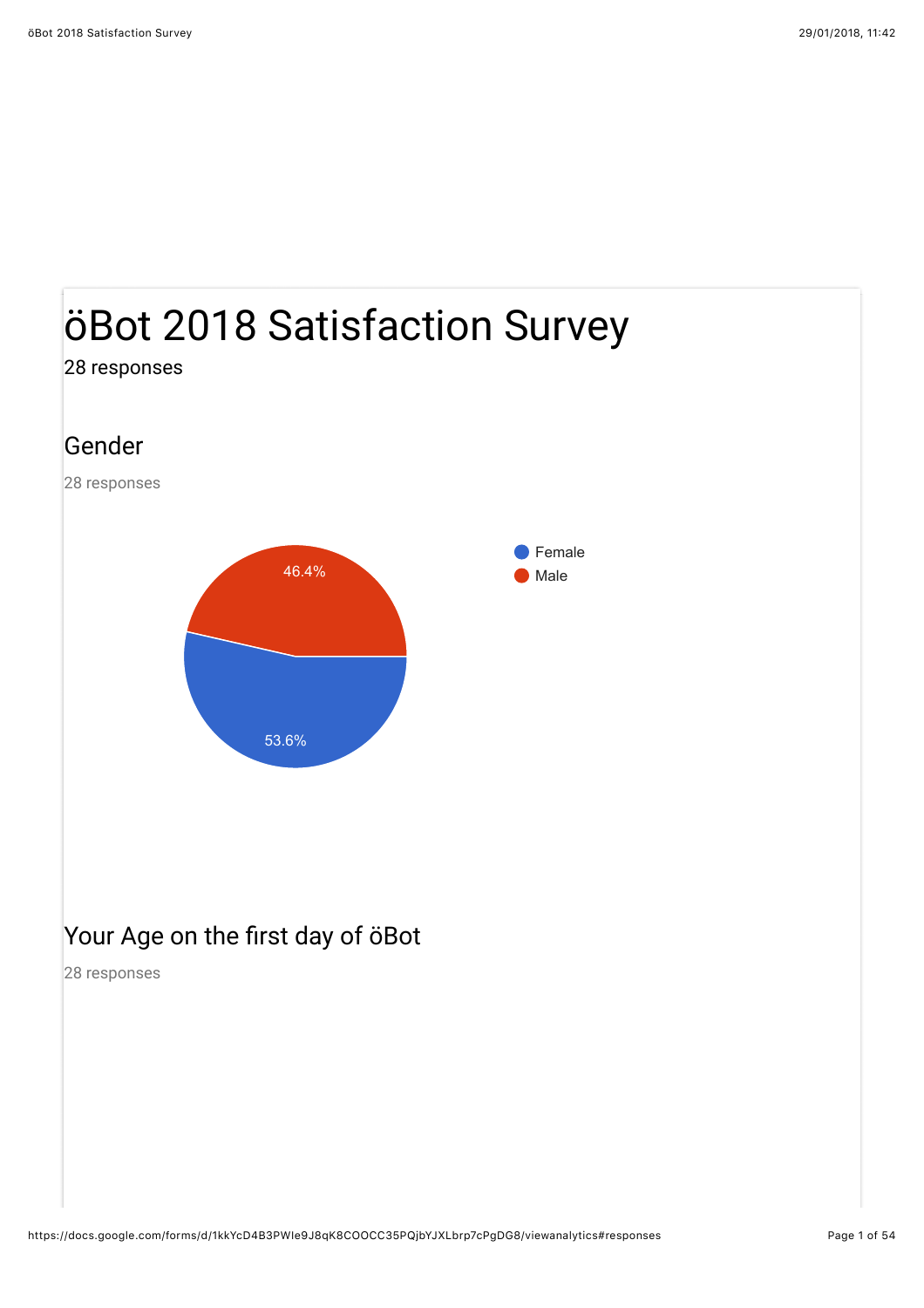# öBot 2018 Satisfaction Survey

28 responses

## Gender

28 responses

- Female: 53.6%
- Male: 46.4%

## Your Age on the first day of öBot

28 responses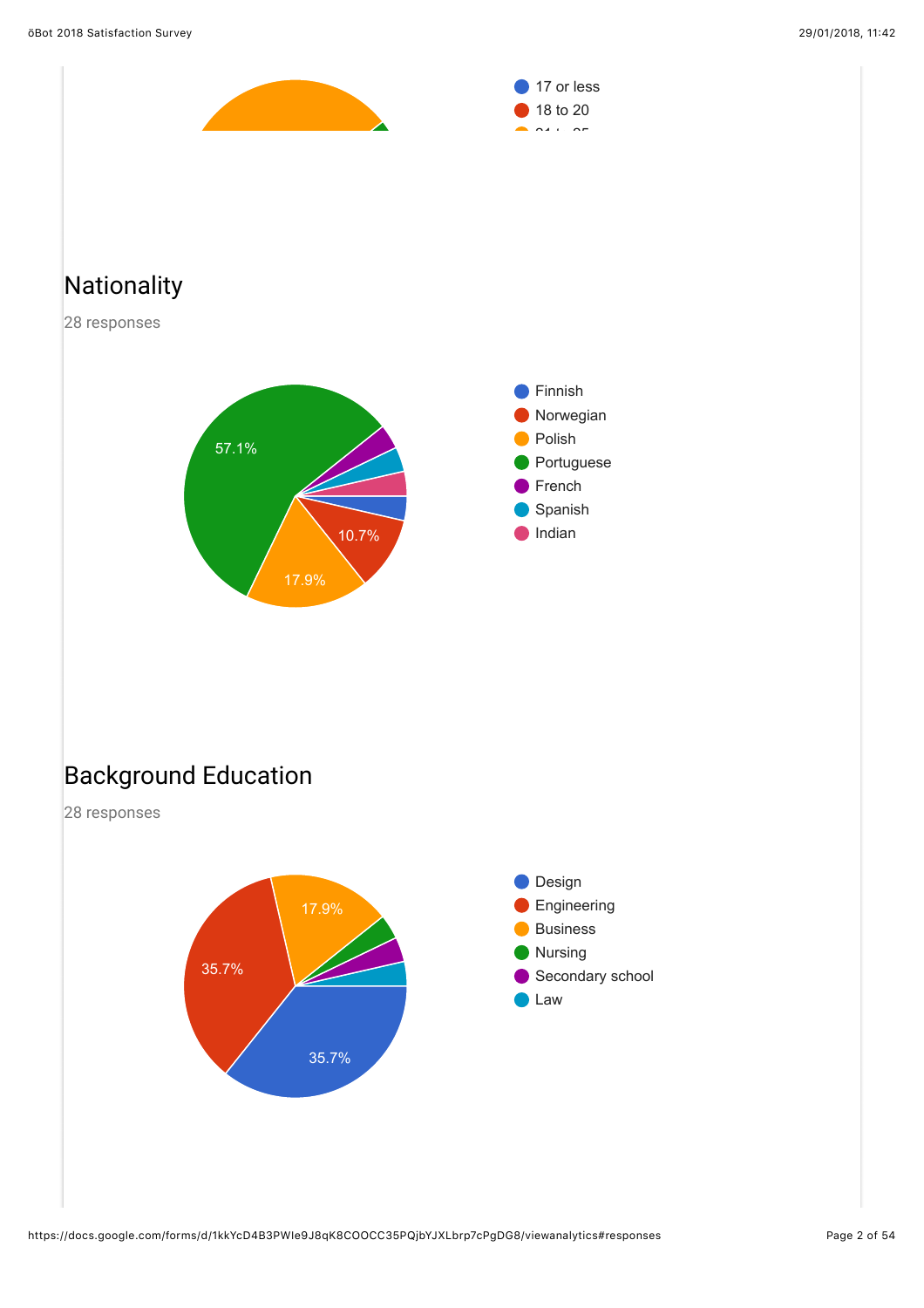- 17 or less
- 18 to 20

## Nationality

28 responses

- Finnish
- Norwegian
- Polish
- Portuguese
- French
- Spanish
- Indian

57.1%

17.9%

10.7%

## Background Education

28 responses

- Design
- Engineering
- Business
- Nursing
- Secondary school
- Law

35.7%

35.7%

17.9%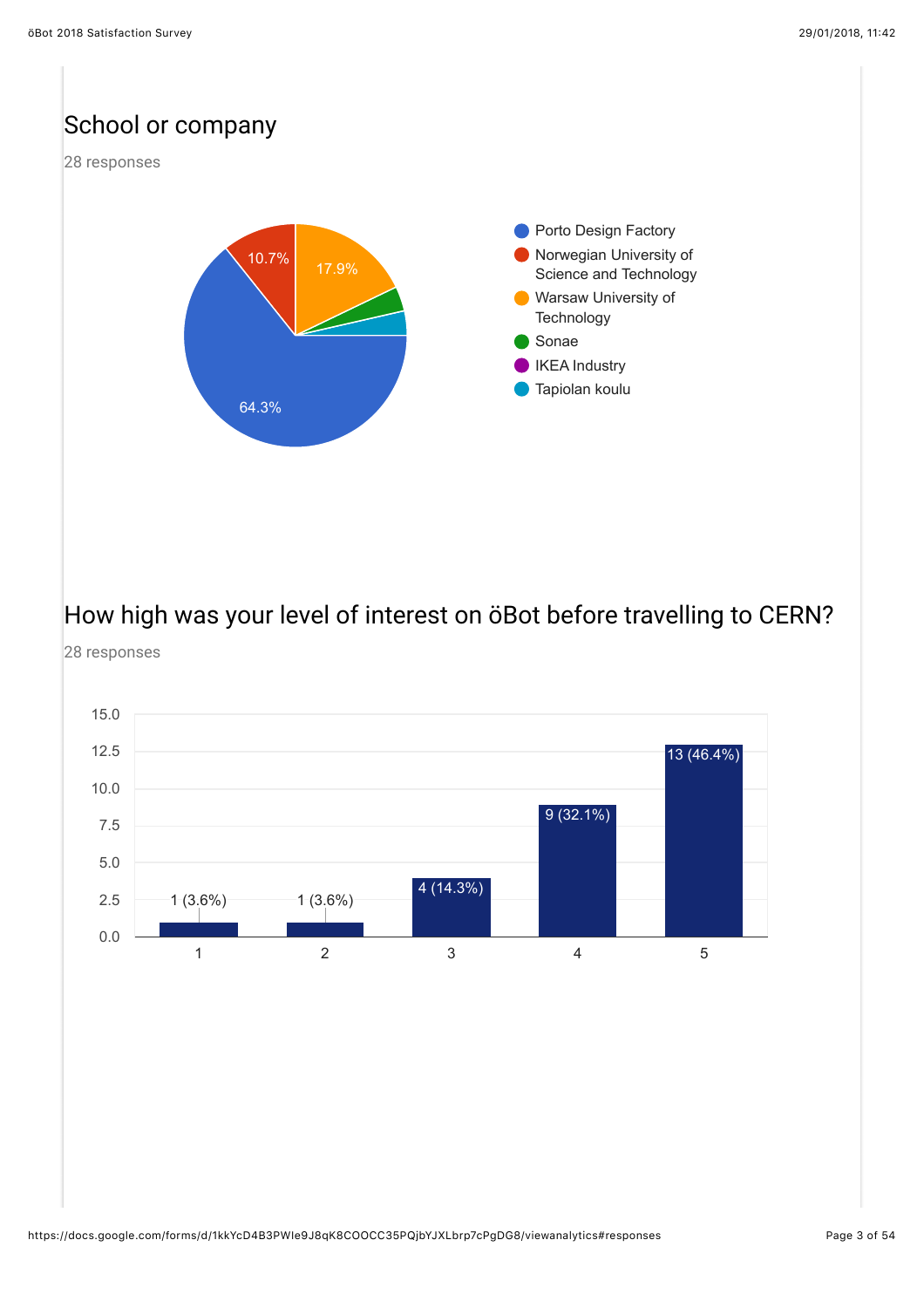## School or company

28 responses

| School or company | Percentage |
|---|---|
| Porto Design Factory | 64.3% |
| Norwegian University of Science and Technology | 10.7% |
| Warsaw University of Technology | 17.9% |
| Sonae | |
| IKEA Industry | |
| Tapiolan koulu | |

## How high was your level of interest on öBot before travelling to CERN?

28 responses

| Rating | Responses |
|---|---|
| 1 | 1 (3.6%) |
| 2 | 1 (3.6%) |
| 3 | 4 (14.3%) |
| 4 | 9 (32.1%) |
| 5 | 13 (46.4%) |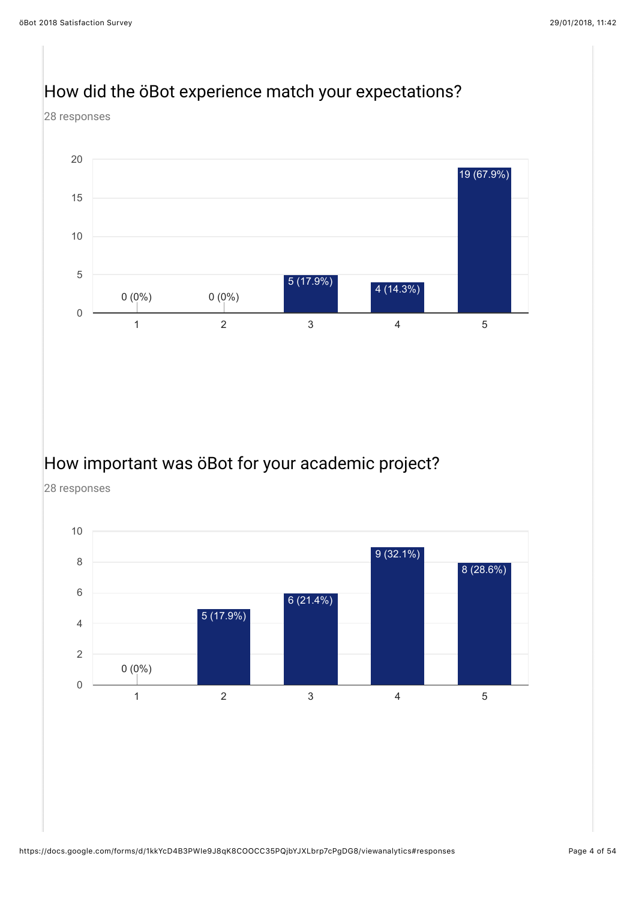## How did the öBot experience match your expectations?

28 responses

| Rating | Responses |
| --- | --- |
| 1 | 0 (0%) |
| 2 | 0 (0%) |
| 3 | 5 (17.9%) |
| 4 | 4 (14.3%) |
| 5 | 19 (67.9%) |

## How important was öBot for your academic project?

28 responses

| Rating | Responses |
| --- | --- |
| 1 | 0 (0%) |
| 2 | 5 (17.9%) |
| 3 | 6 (21.4%) |
| 4 | 9 (32.1%) |
| 5 | 8 (28.6%) |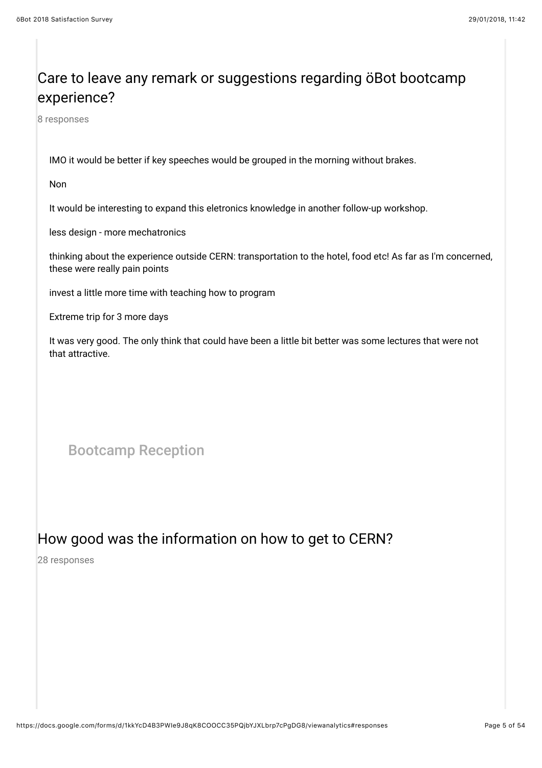## Care to leave any remark or suggestions regarding öBot bootcamp experience?

8 responses

IMO it would be better if key speeches would be grouped in the morning without brakes.

Non

It would be interesting to expand this eletronics knowledge in another follow-up workshop.

less design - more mechatronics

thinking about the experience outside CERN: transportation to the hotel, food etc! As far as I'm concerned, these were really pain points

invest a little more time with teaching how to program

Extreme trip for 3 more days

It was very good. The only think that could have been a little bit better was some lectures that were not that attractive.

### Bootcamp Reception

## How good was the information on how to get to CERN?

28 responses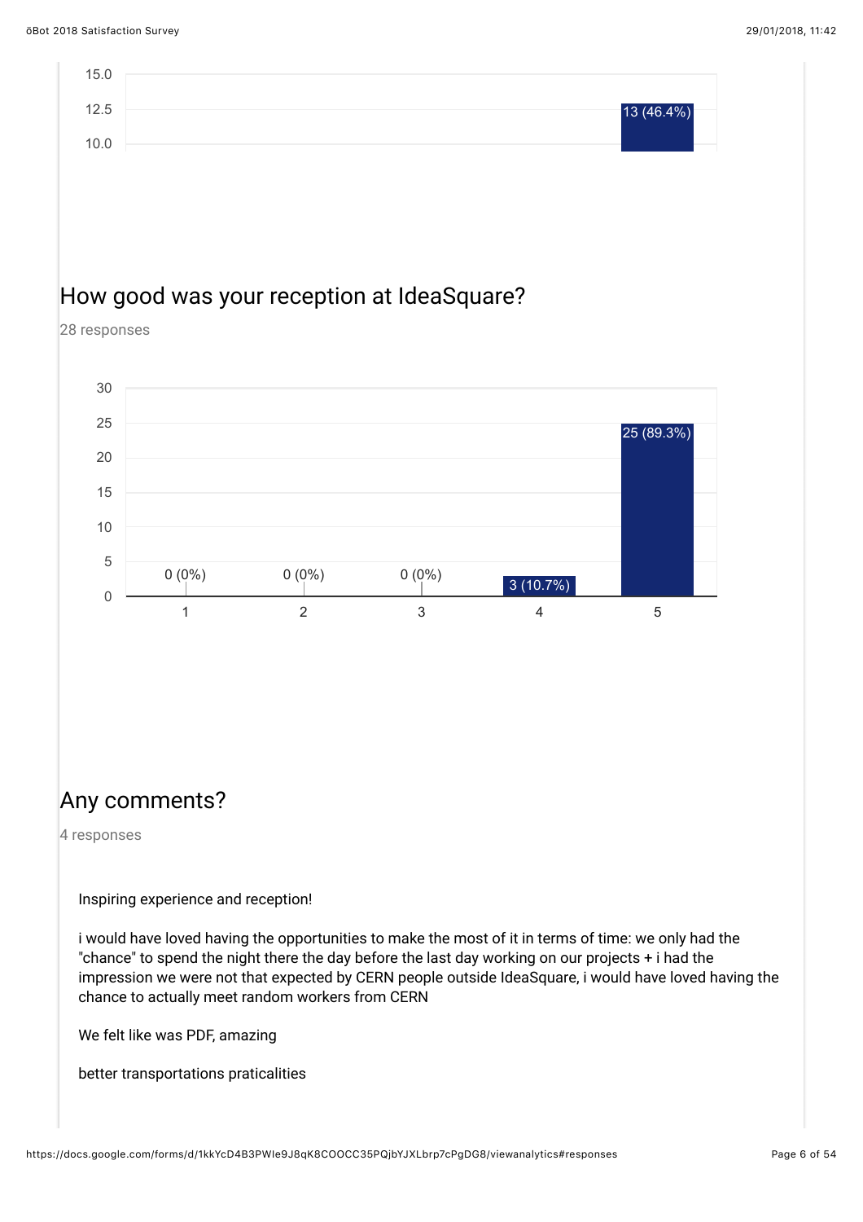13 (46.4%)

## How good was your reception at IdeaSquare?

28 responses

| Rating | Responses |
|---|---|
| 1 | 0 (0%) |
| 2 | 0 (0%) |
| 3 | 0 (0%) |
| 4 | 3 (10.7%) |
| 5 | 25 (89.3%) |

## Any comments?

4 responses

Inspiring experience and reception!

i would have loved having the opportunities to make the most of it in terms of time: we only had the "chance" to spend the night there the day before the last day working on our projects + i had the impression we were not that expected by CERN people outside IdeaSquare, i would have loved having the chance to actually meet random workers from CERN

We felt like was PDF, amazing

better transportations praticalities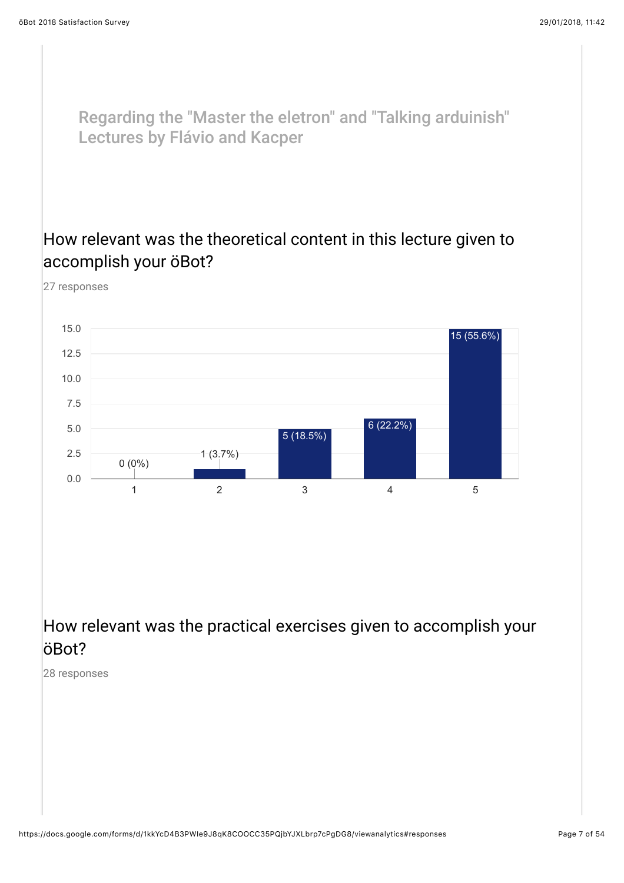## Regarding the "Master the eletron" and "Talking arduinish" Lectures by Flávio and Kacper

### How relevant was the theoretical content in this lecture given to accomplish your öBot?

27 responses

| Rating | Responses |
| --- | --- |
| 1 | 0 (0%) |
| 2 | 1 (3.7%) |
| 3 | 5 (18.5%) |
| 4 | 6 (22.2%) |
| 5 | 15 (55.6%) |

### How relevant was the practical exercises given to accomplish your öBot?

28 responses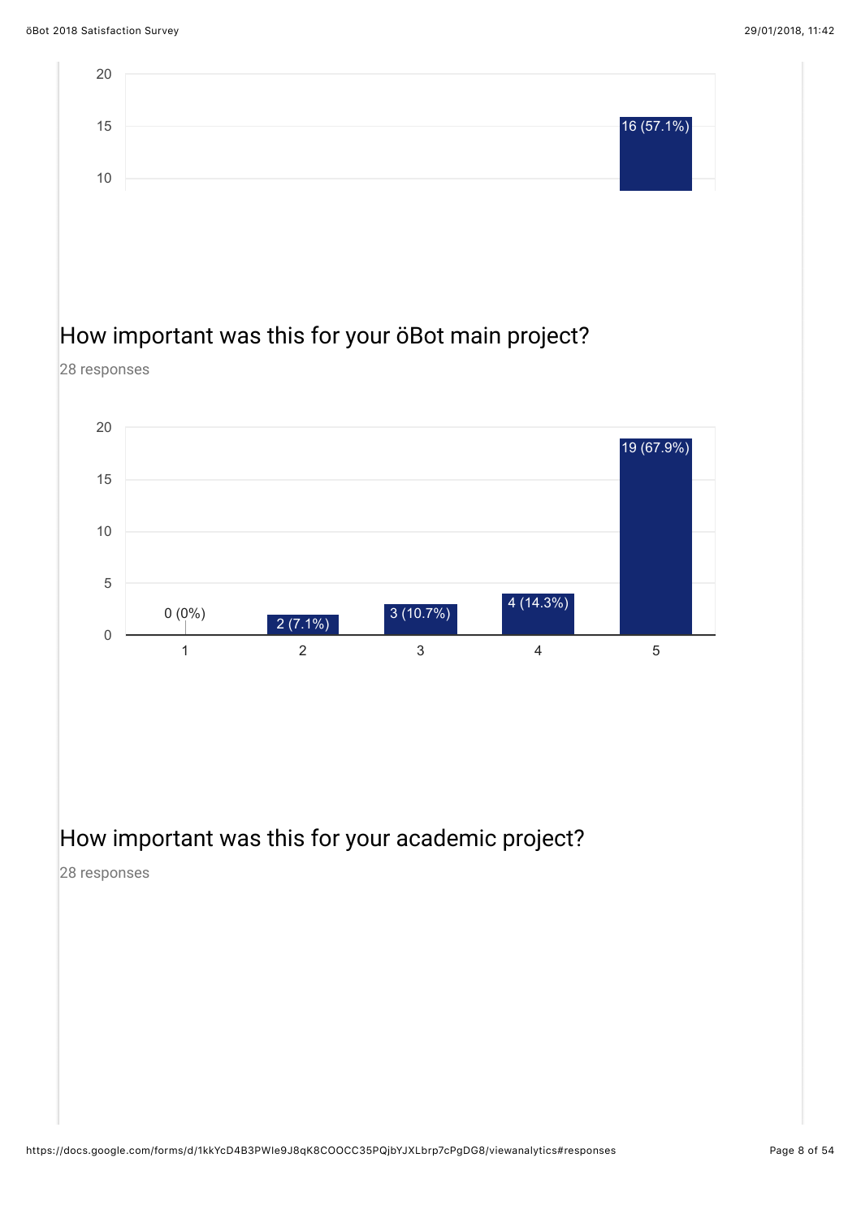| | |
|---|---|
| 5 | 16 (57.1%) |

## How important was this for your öBot main project?

28 responses

| Rating | Responses |
|---|---|
| 1 | 0 (0%) |
| 2 | 2 (7.1%) |
| 3 | 3 (10.7%) |
| 4 | 4 (14.3%) |
| 5 | 19 (67.9%) |

## How important was this for your academic project?

28 responses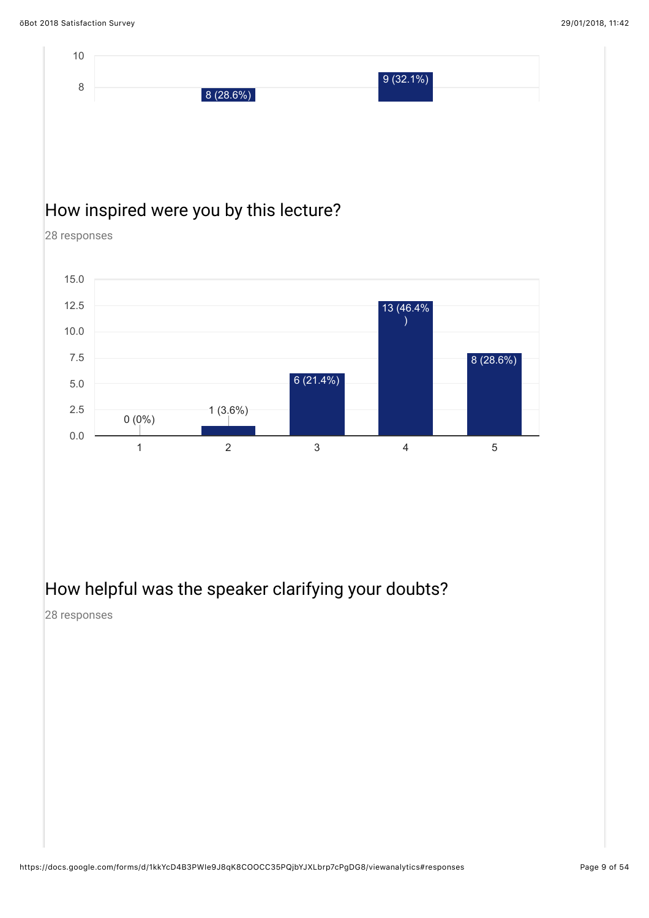| | 8 (28.6%) | | 9 (32.1%) | |
|---|---|---|---|---|

## How inspired were you by this lecture?

28 responses

| Rating | Responses |
|---|---|
| 1 | 0 (0%) |
| 2 | 1 (3.6%) |
| 3 | 6 (21.4%) |
| 4 | 13 (46.4%) |
| 5 | 8 (28.6%) |

## How helpful was the speaker clarifying your doubts?

28 responses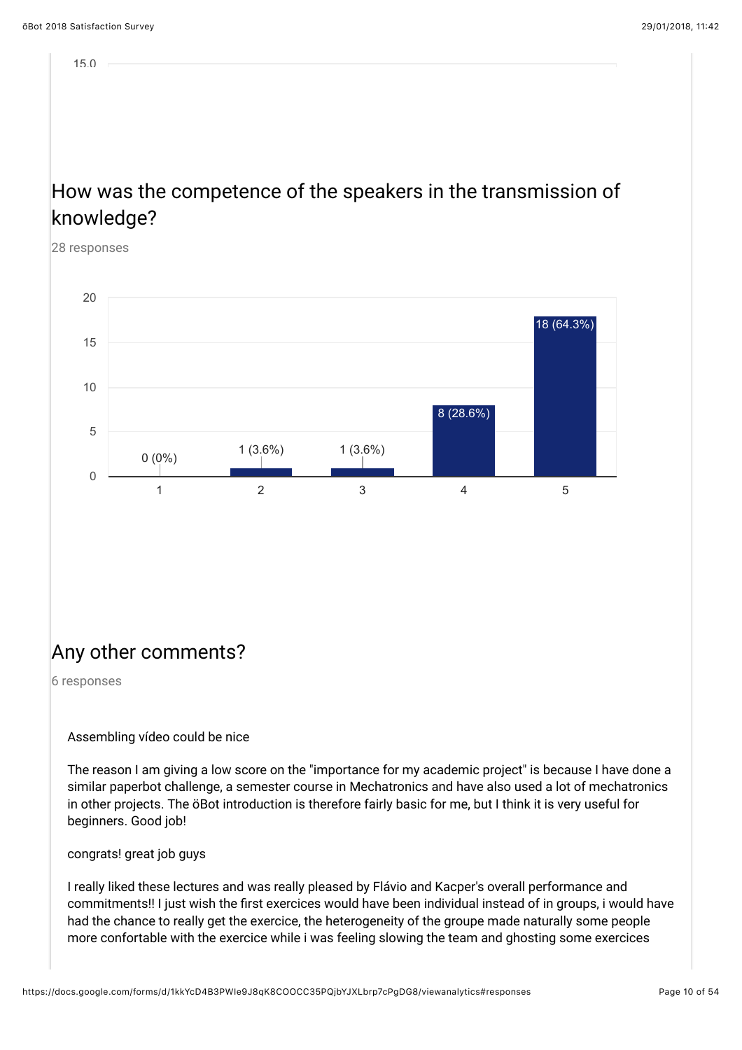15.0

## How was the competence of the speakers in the transmission of knowledge?

28 responses

| Rating | Responses |
| --- | --- |
| 1 | 0 (0%) |
| 2 | 1 (3.6%) |
| 3 | 1 (3.6%) |
| 4 | 8 (28.6%) |
| 5 | 18 (64.3%) |

## Any other comments?

6 responses

Assembling vídeo could be nice

The reason I am giving a low score on the "importance for my academic project" is because I have done a similar paperbot challenge, a semester course in Mechatronics and have also used a lot of mechatronics in other projects. The öBot introduction is therefore fairly basic for me, but I think it is very useful for beginners. Good job!

congrats! great job guys

I really liked these lectures and was really pleased by Flávio and Kacper's overall performance and commitments!! I just wish the first exercices would have been individual instead of in groups, i would have had the chance to really get the exercice, the heterogeneity of the groupe made naturally some people more confortable with the exercice while i was feeling slowing the team and ghosting some exercices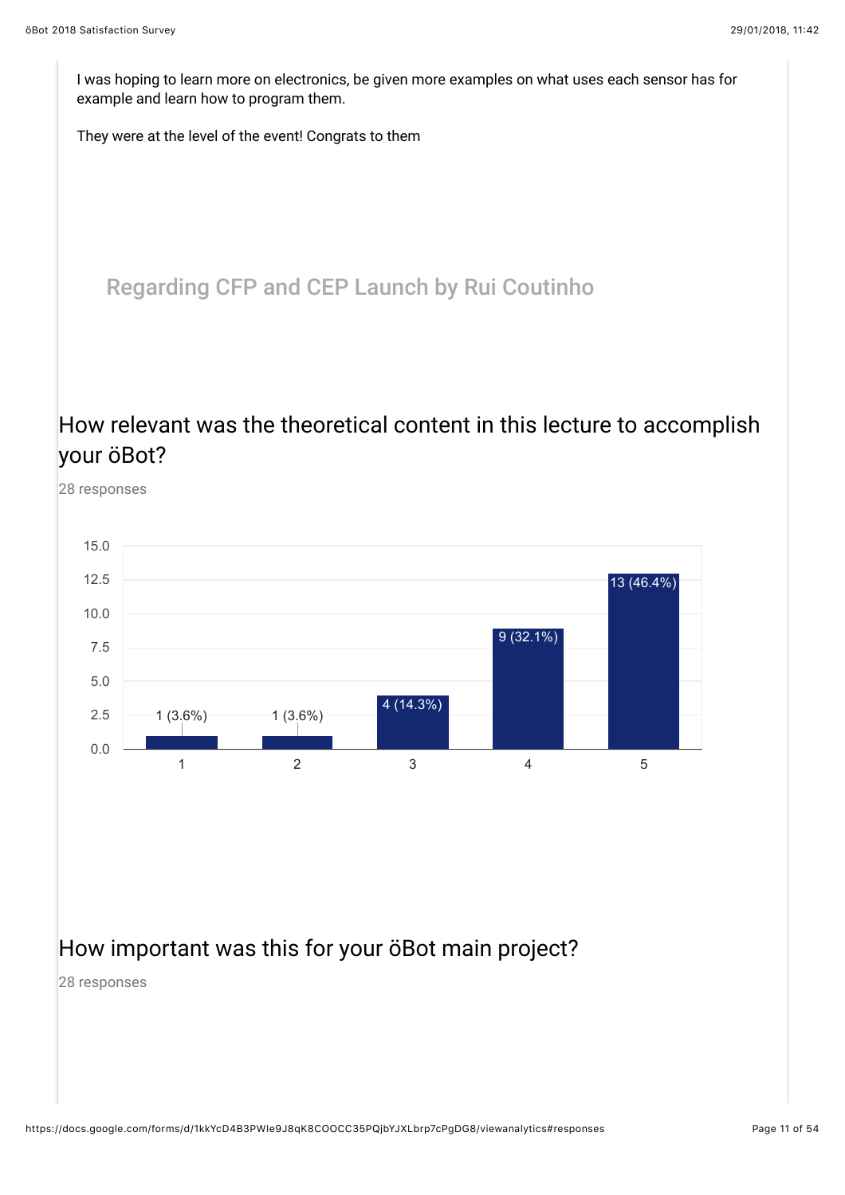I was hoping to learn more on electronics, be given more examples on what uses each sensor has for example and learn how to program them.

They were at the level of the event! Congrats to them

## Regarding CFP and CEP Launch by Rui Coutinho

### How relevant was the theoretical content in this lecture to accomplish your öBot?

28 responses

| Rating | Responses |
|---|---|
| 1 | 1 (3.6%) |
| 2 | 1 (3.6%) |
| 3 | 4 (14.3%) |
| 4 | 9 (32.1%) |
| 5 | 13 (46.4%) |

### How important was this for your öBot main project?

28 responses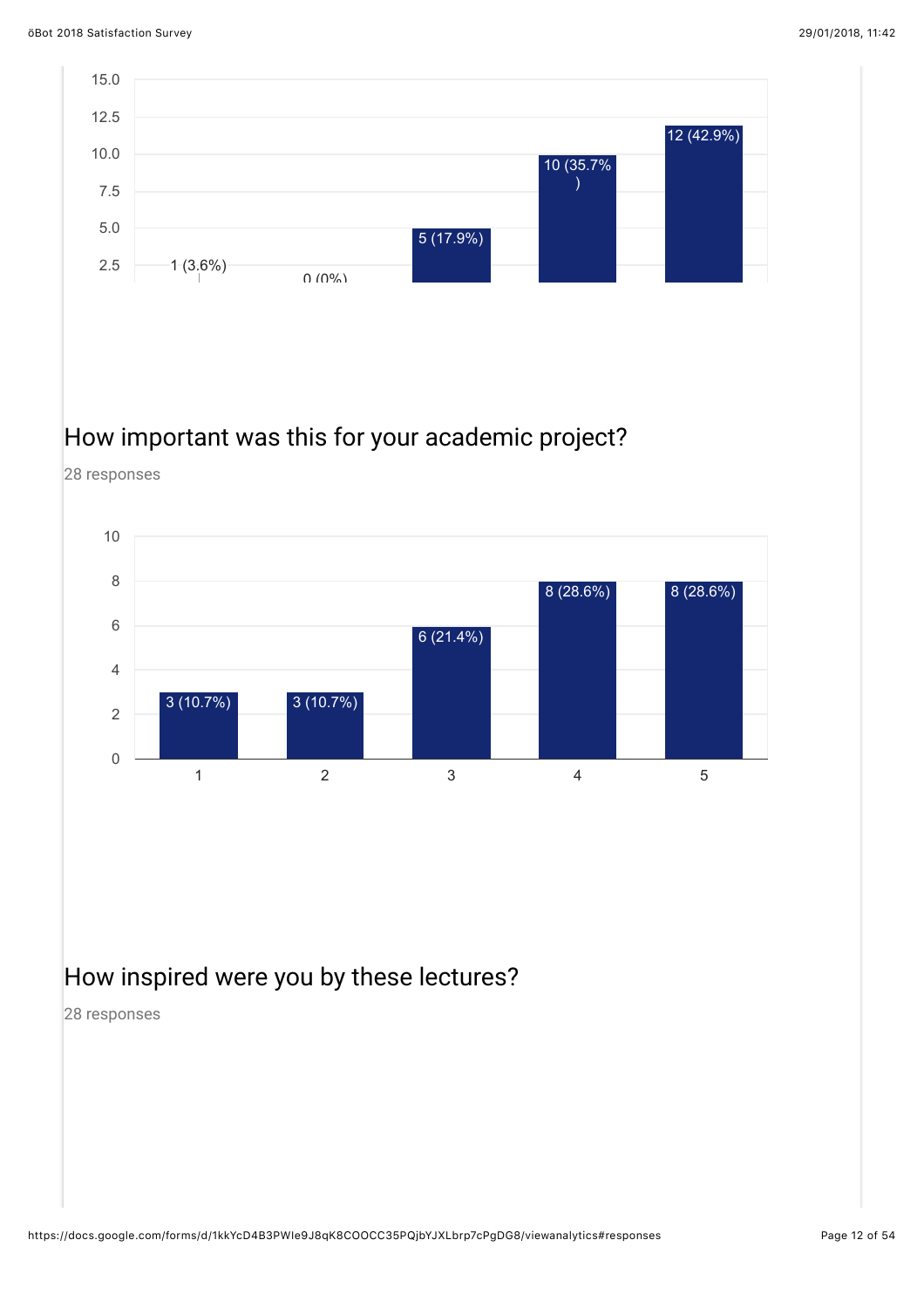| Rating | Responses |
|---|---|
| 1 | 1 (3.6%) |
| 2 | 0 (0%) |
| 3 | 5 (17.9%) |
| 4 | 10 (35.7%) |
| 5 | 12 (42.9%) |

## How important was this for your academic project?

28 responses

| Rating | Responses |
|---|---|
| 1 | 3 (10.7%) |
| 2 | 3 (10.7%) |
| 3 | 6 (21.4%) |
| 4 | 8 (28.6%) |
| 5 | 8 (28.6%) |

## How inspired were you by these lectures?

28 responses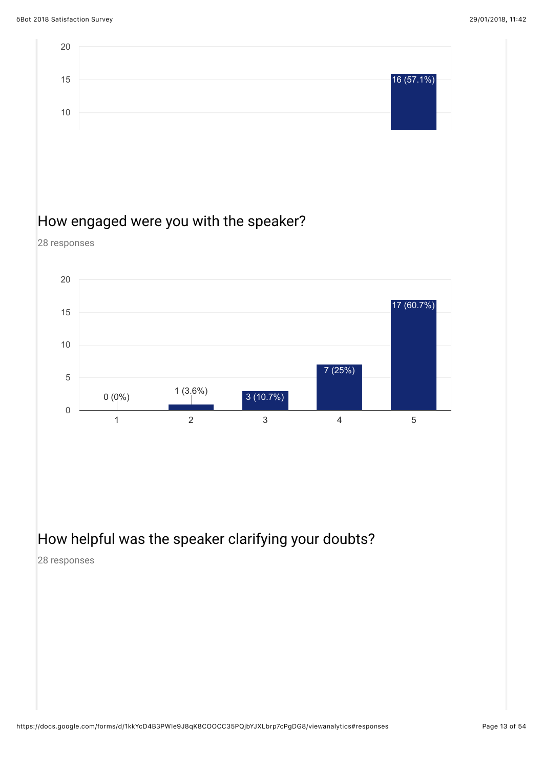20

15

10

16 (57.1%)

## How engaged were you with the speaker?

28 responses

| Rating | Responses |
|---|---|
| 1 | 0 (0%) |
| 2 | 1 (3.6%) |
| 3 | 3 (10.7%) |
| 4 | 7 (25%) |
| 5 | 17 (60.7%) |

## How helpful was the speaker clarifying your doubts?

28 responses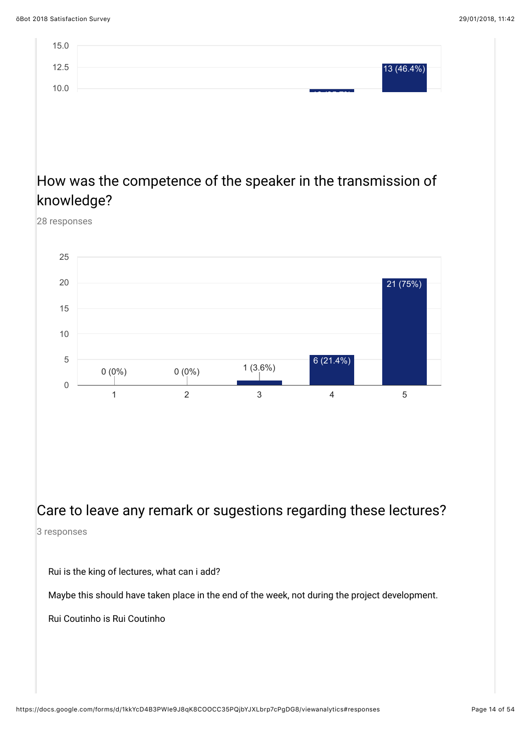15.0
12.5
10.0

13 (46.4%)

## How was the competence of the speaker in the transmission of knowledge?

28 responses

| Rating | Responses |
|---|---|
| 1 | 0 (0%) |
| 2 | 0 (0%) |
| 3 | 1 (3.6%) |
| 4 | 6 (21.4%) |
| 5 | 21 (75%) |

## Care to leave any remark or sugestions regarding these lectures?

3 responses

Rui is the king of lectures, what can i add?

Maybe this should have taken place in the end of the week, not during the project development.

Rui Coutinho is Rui Coutinho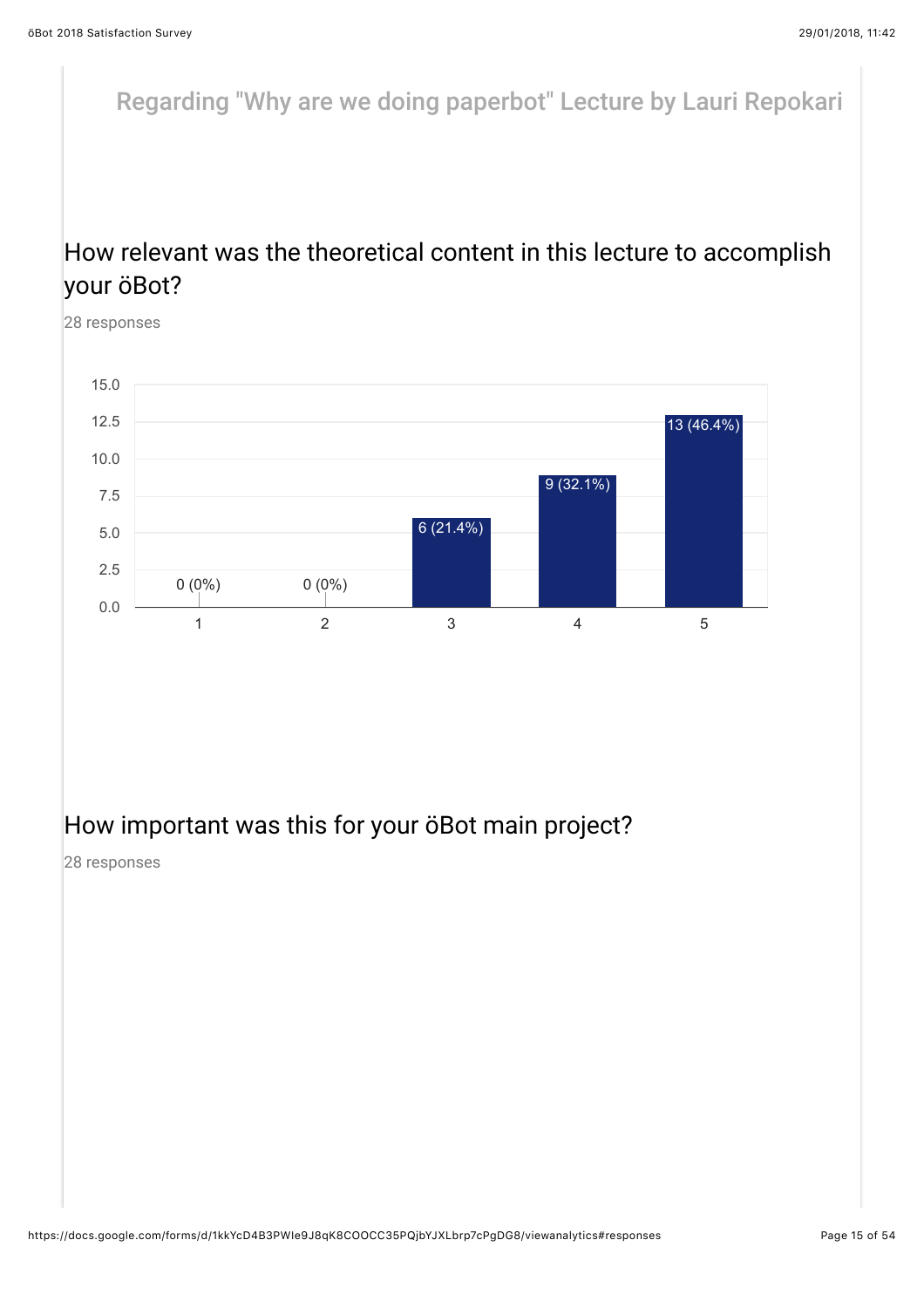## Regarding "Why are we doing paperbot" Lecture by Lauri Repokari

### How relevant was the theoretical content in this lecture to accomplish your öBot?

28 responses

| Rating | Responses |
| --- | --- |
| 1 | 0 (0%) |
| 2 | 0 (0%) |
| 3 | 6 (21.4%) |
| 4 | 9 (32.1%) |
| 5 | 13 (46.4%) |

### How important was this for your öBot main project?

28 responses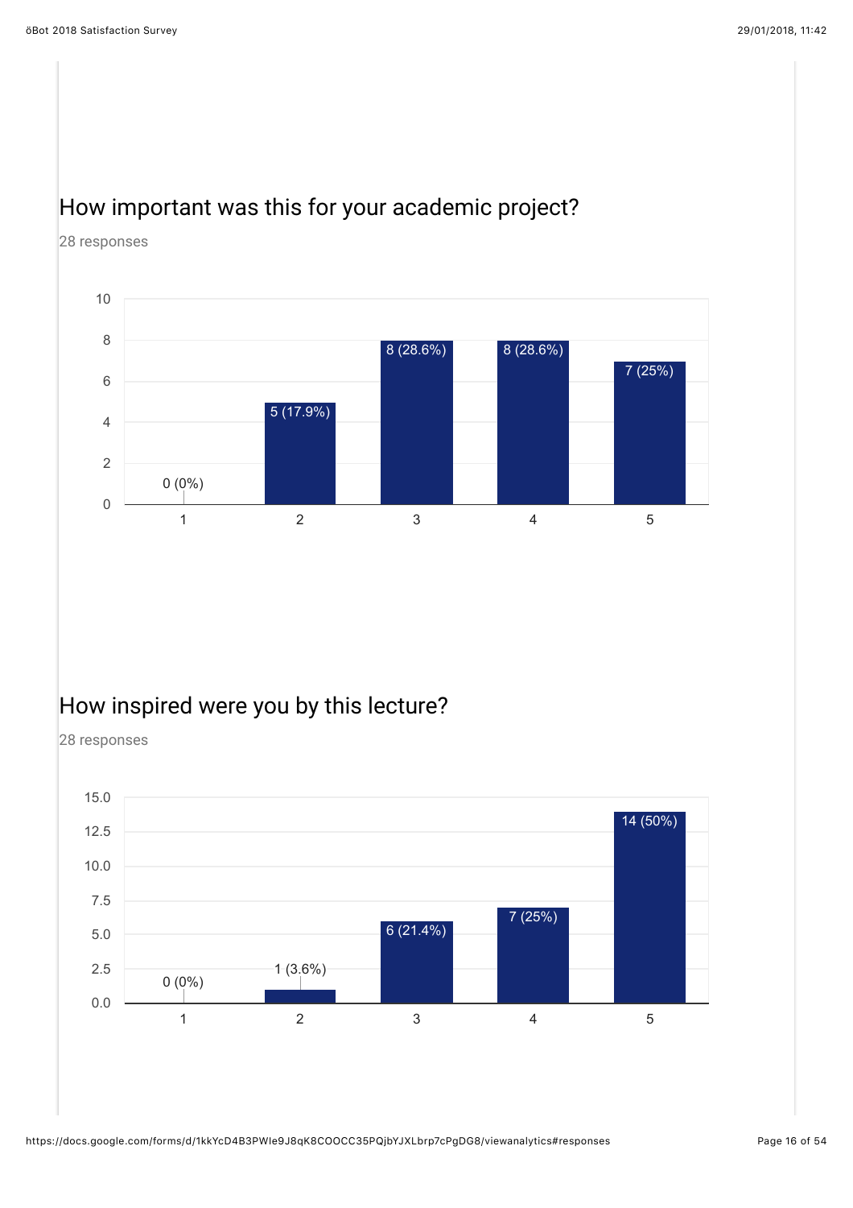## How important was this for your academic project?

28 responses

| Rating | Responses |
|---|---|
| 1 | 0 (0%) |
| 2 | 5 (17.9%) |
| 3 | 8 (28.6%) |
| 4 | 8 (28.6%) |
| 5 | 7 (25%) |

## How inspired were you by this lecture?

28 responses

| Rating | Responses |
|---|---|
| 1 | 0 (0%) |
| 2 | 1 (3.6%) |
| 3 | 6 (21.4%) |
| 4 | 7 (25%) |
| 5 | 14 (50%) |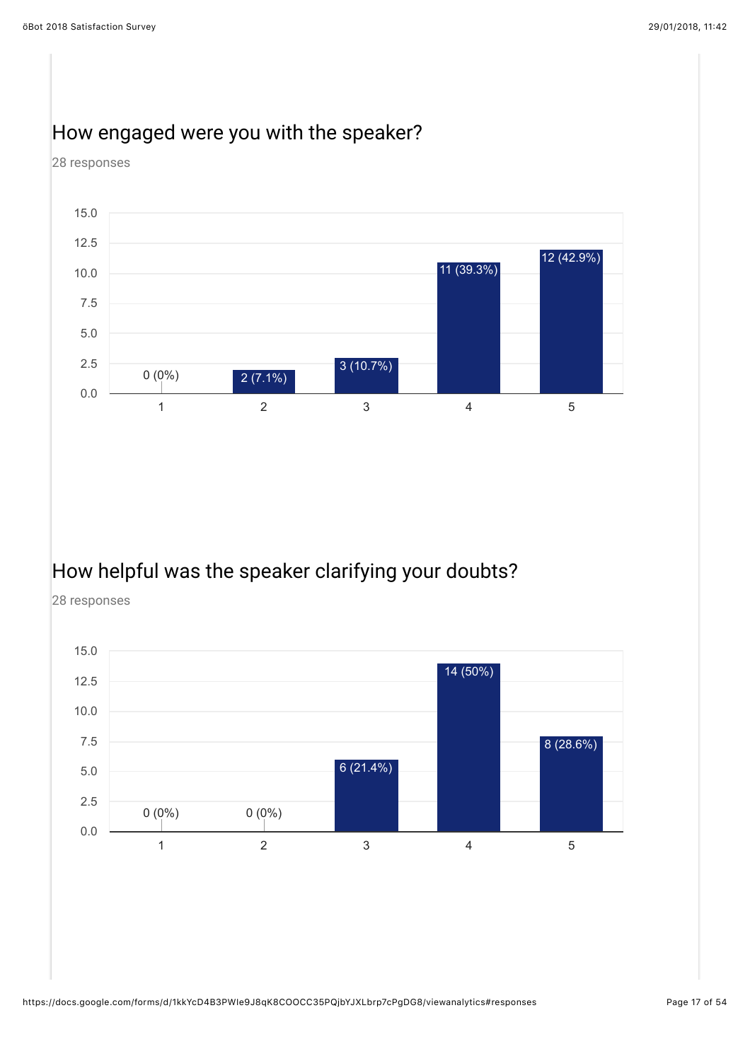## How engaged were you with the speaker?

28 responses

| Rating | Responses |
| --- | --- |
| 1 | 0 (0%) |
| 2 | 2 (7.1%) |
| 3 | 3 (10.7%) |
| 4 | 11 (39.3%) |
| 5 | 12 (42.9%) |

## How helpful was the speaker clarifying your doubts?

28 responses

| Rating | Responses |
| --- | --- |
| 1 | 0 (0%) |
| 2 | 0 (0%) |
| 3 | 6 (21.4%) |
| 4 | 14 (50%) |
| 5 | 8 (28.6%) |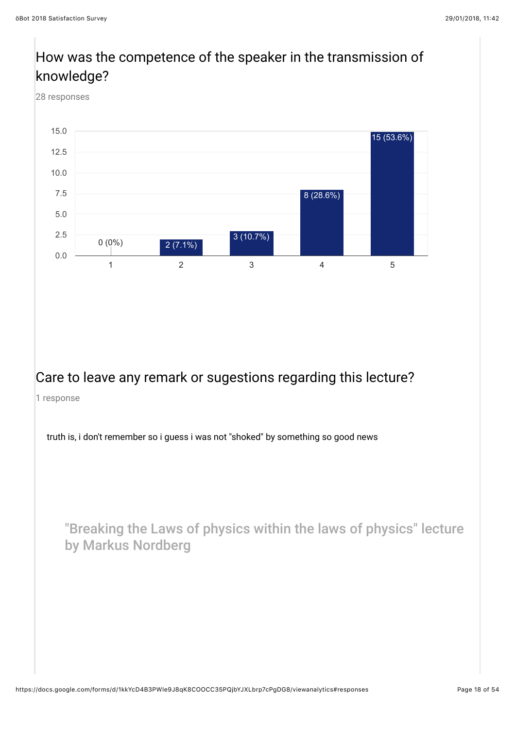## How was the competence of the speaker in the transmission of knowledge?

28 responses

| Rating | Responses |
|---|---|
| 1 | 0 (0%) |
| 2 | 2 (7.1%) |
| 3 | 3 (10.7%) |
| 4 | 8 (28.6%) |
| 5 | 15 (53.6%) |

## Care to leave any remark or sugestions regarding this lecture?

1 response

truth is, i don't remember so i guess i was not "shoked" by something so good news

## "Breaking the Laws of physics within the laws of physics" lecture by Markus Nordberg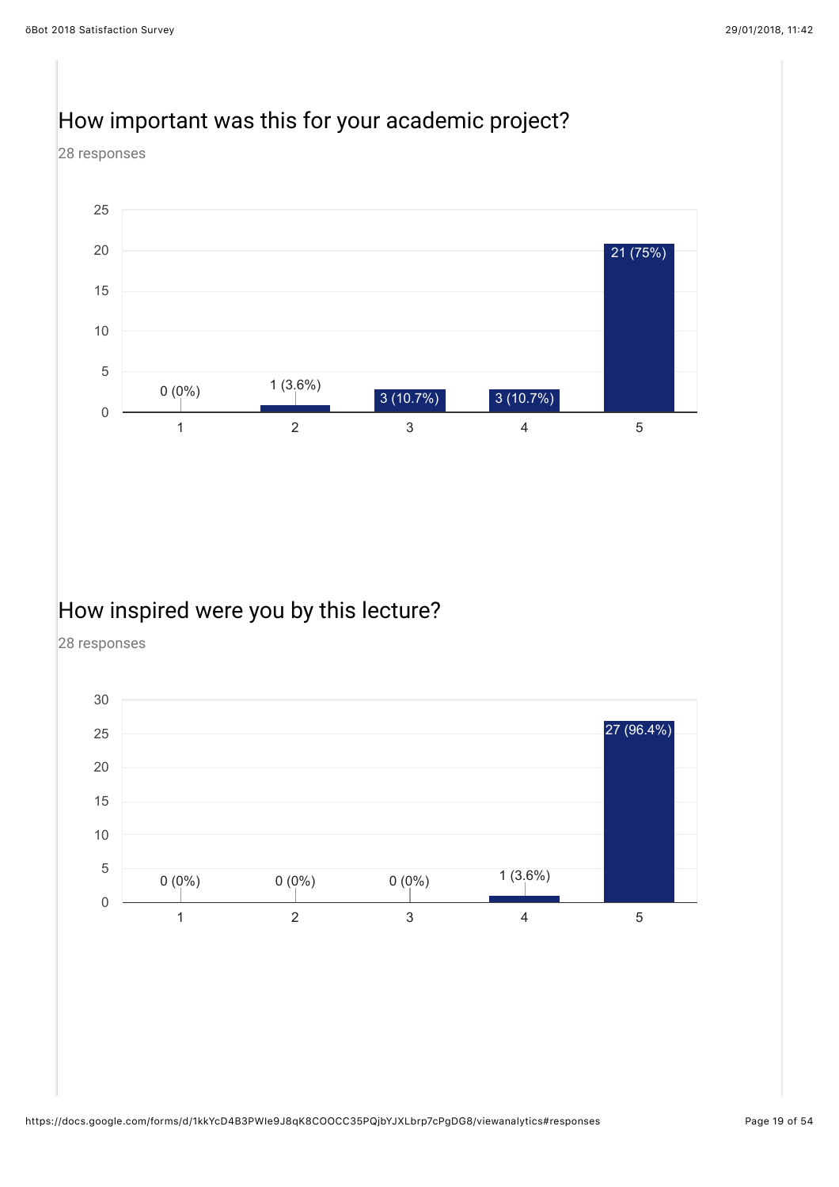## How important was this for your academic project?

28 responses

| Rating | Responses |
|---|---|
| 1 | 0 (0%) |
| 2 | 1 (3.6%) |
| 3 | 3 (10.7%) |
| 4 | 3 (10.7%) |
| 5 | 21 (75%) |

## How inspired were you by this lecture?

28 responses

| Rating | Responses |
|---|---|
| 1 | 0 (0%) |
| 2 | 0 (0%) |
| 3 | 0 (0%) |
| 4 | 1 (3.6%) |
| 5 | 27 (96.4%) |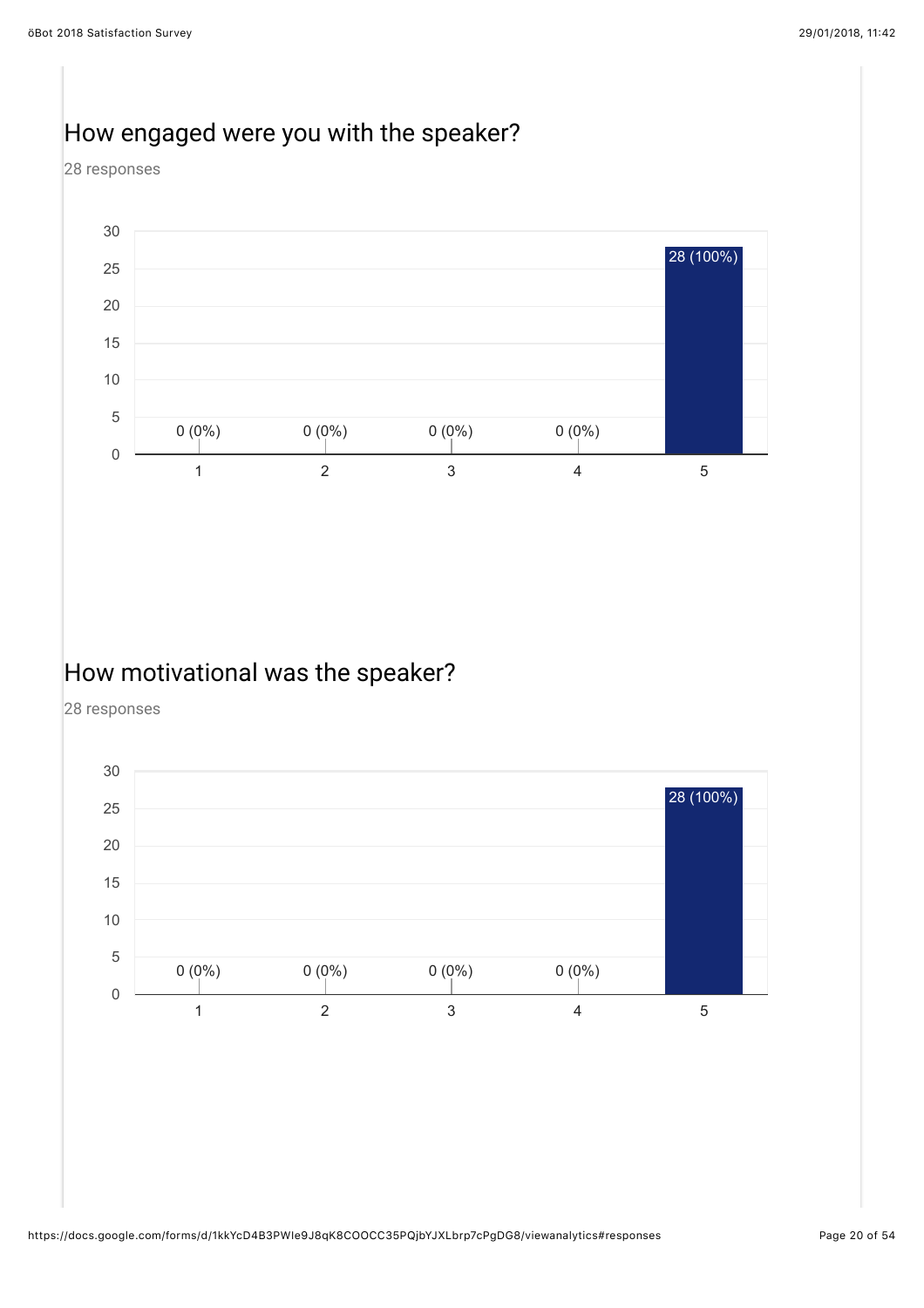## How engaged were you with the speaker?

28 responses

| Rating | Responses |
|---|---|
| 1 | 0 (0%) |
| 2 | 0 (0%) |
| 3 | 0 (0%) |
| 4 | 0 (0%) |
| 5 | 28 (100%) |

## How motivational was the speaker?

28 responses

| Rating | Responses |
|---|---|
| 1 | 0 (0%) |
| 2 | 0 (0%) |
| 3 | 0 (0%) |
| 4 | 0 (0%) |
| 5 | 28 (100%) |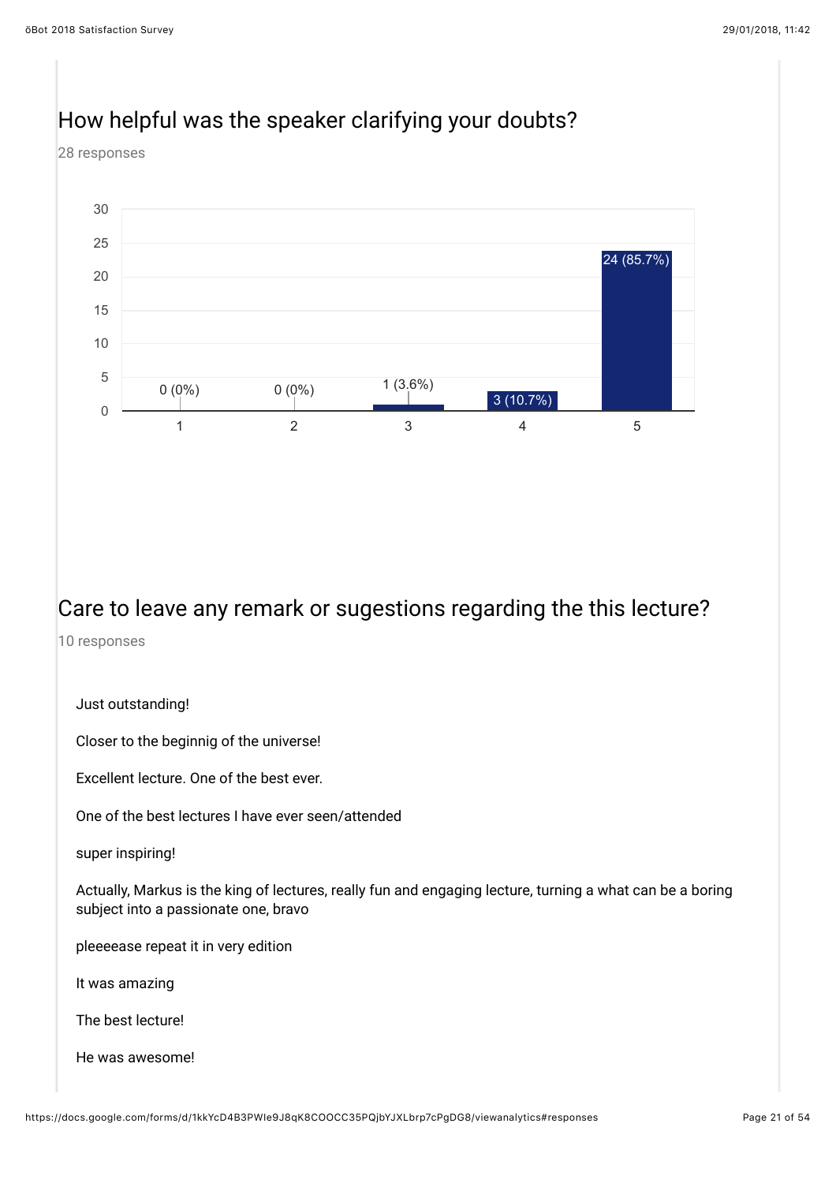## How helpful was the speaker clarifying your doubts?

28 responses

| Rating | Responses |
|---|---|
| 1 | 0 (0%) |
| 2 | 0 (0%) |
| 3 | 1 (3.6%) |
| 4 | 3 (10.7%) |
| 5 | 24 (85.7%) |

## Care to leave any remark or sugestions regarding the this lecture?

10 responses

Just outstanding!

Closer to the beginnig of the universe!

Excellent lecture. One of the best ever.

One of the best lectures I have ever seen/attended

super inspiring!

Actually, Markus is the king of lectures, really fun and engaging lecture, turning a what can be a boring subject into a passionate one, bravo

pleeeease repeat it in very edition

It was amazing

The best lecture!

He was awesome!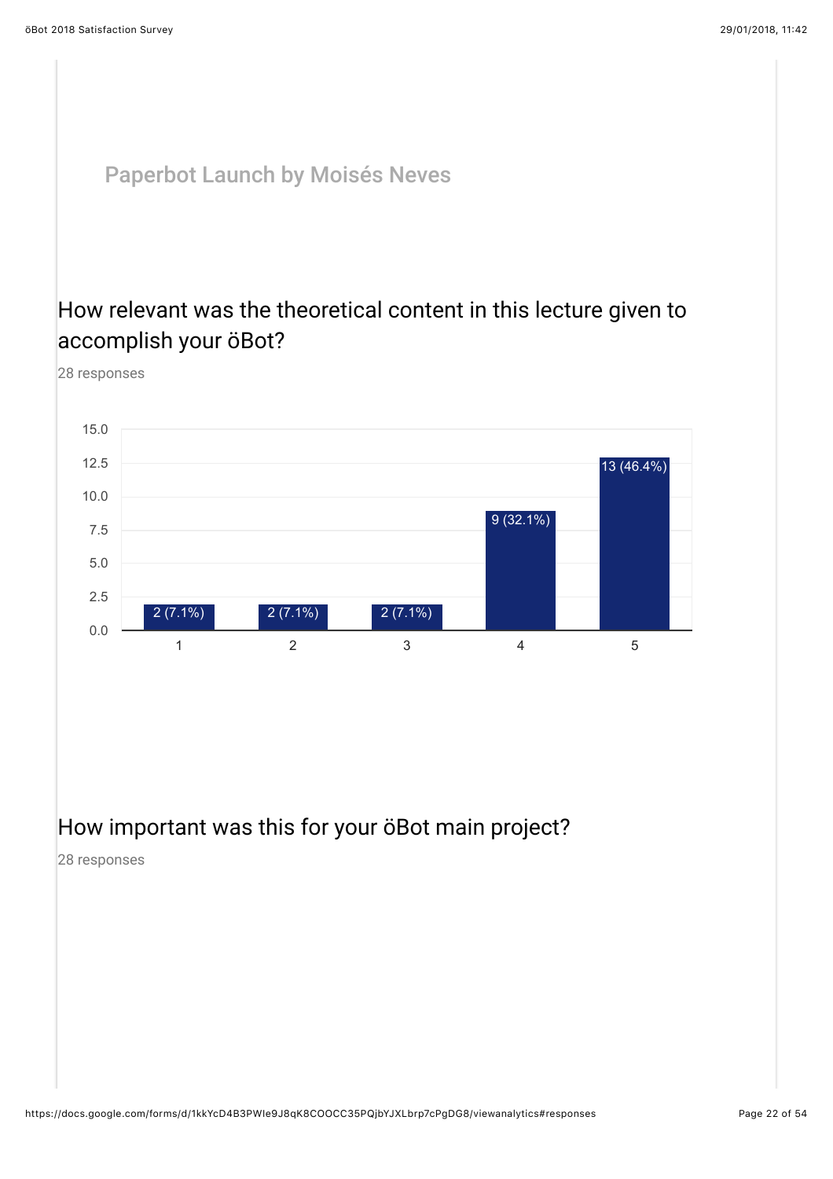## Paperbot Launch by Moisés Neves

### How relevant was the theoretical content in this lecture given to accomplish your öBot?

28 responses

| Rating | Responses |
| --- | --- |
| 1 | 2 (7.1%) |
| 2 | 2 (7.1%) |
| 3 | 2 (7.1%) |
| 4 | 9 (32.1%) |
| 5 | 13 (46.4%) |

### How important was this for your öBot main project?

28 responses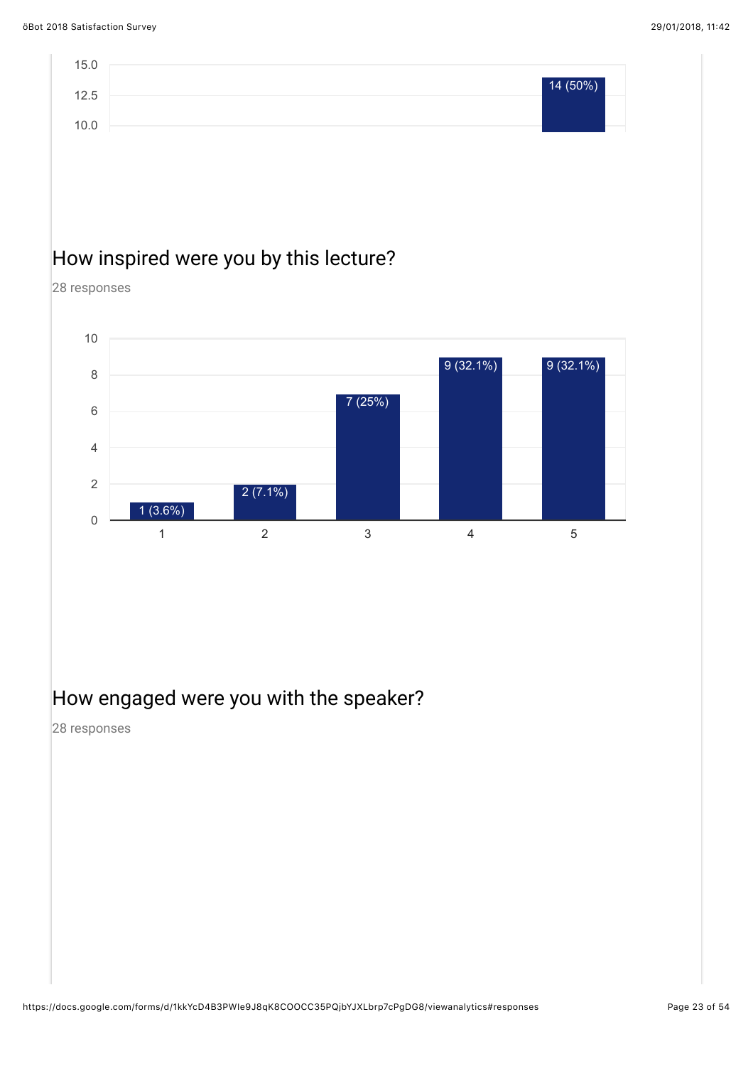| | 14 (50%) |
|---|---|

## How inspired were you by this lecture?

28 responses

| Rating | Responses |
|---|---|
| 1 | 1 (3.6%) |
| 2 | 2 (7.1%) |
| 3 | 7 (25%) |
| 4 | 9 (32.1%) |
| 5 | 9 (32.1%) |

## How engaged were you with the speaker?

28 responses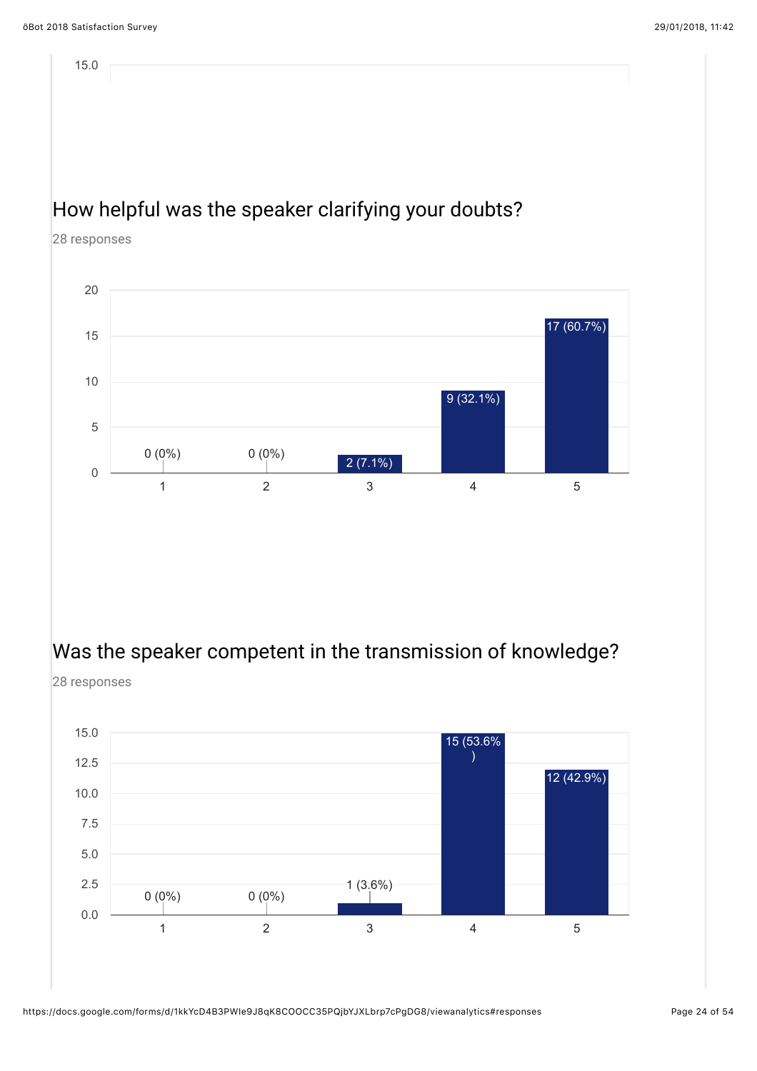## How helpful was the speaker clarifying your doubts?

28 responses

| Rating | Responses |
|---|---|
| 1 | 0 (0%) |
| 2 | 0 (0%) |
| 3 | 2 (7.1%) |
| 4 | 9 (32.1%) |
| 5 | 17 (60.7%) |

## Was the speaker competent in the transmission of knowledge?

28 responses

| Rating | Responses |
|---|---|
| 1 | 0 (0%) |
| 2 | 0 (0%) |
| 3 | 1 (3.6%) |
| 4 | 15 (53.6%) |
| 5 | 12 (42.9%) |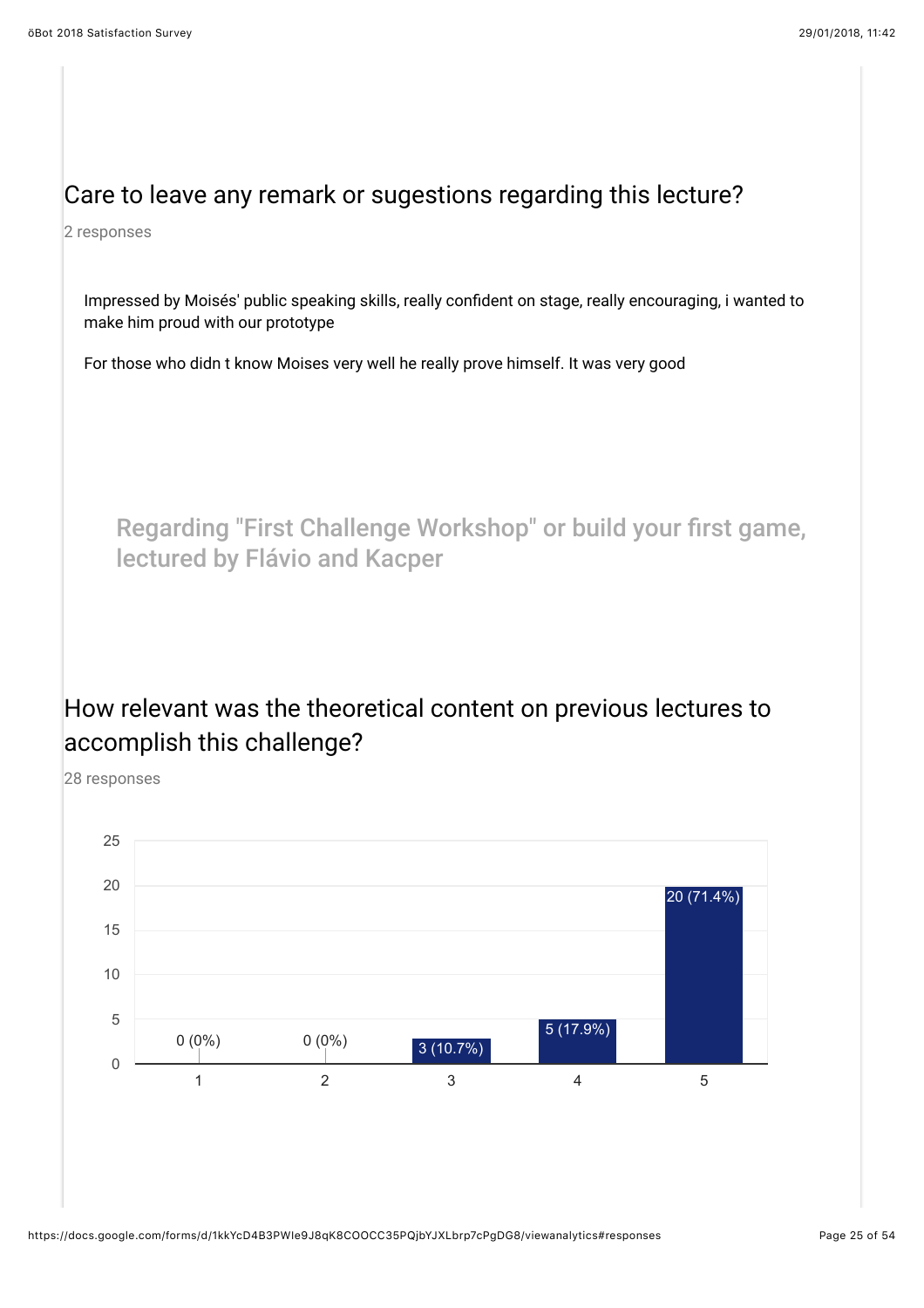## Care to leave any remark or sugestions regarding this lecture?

2 responses

Impressed by Moisés' public speaking skills, really confident on stage, really encouraging, i wanted to make him proud with our prototype

For those who didn t know Moises very well he really prove himself. It was very good

### Regarding "First Challenge Workshop" or build your first game, lectured by Flávio and Kacper

## How relevant was the theoretical content on previous lectures to accomplish this challenge?

28 responses

| Rating | Responses |
|---|---|
| 1 | 0 (0%) |
| 2 | 0 (0%) |
| 3 | 3 (10.7%) |
| 4 | 5 (17.9%) |
| 5 | 20 (71.4%) |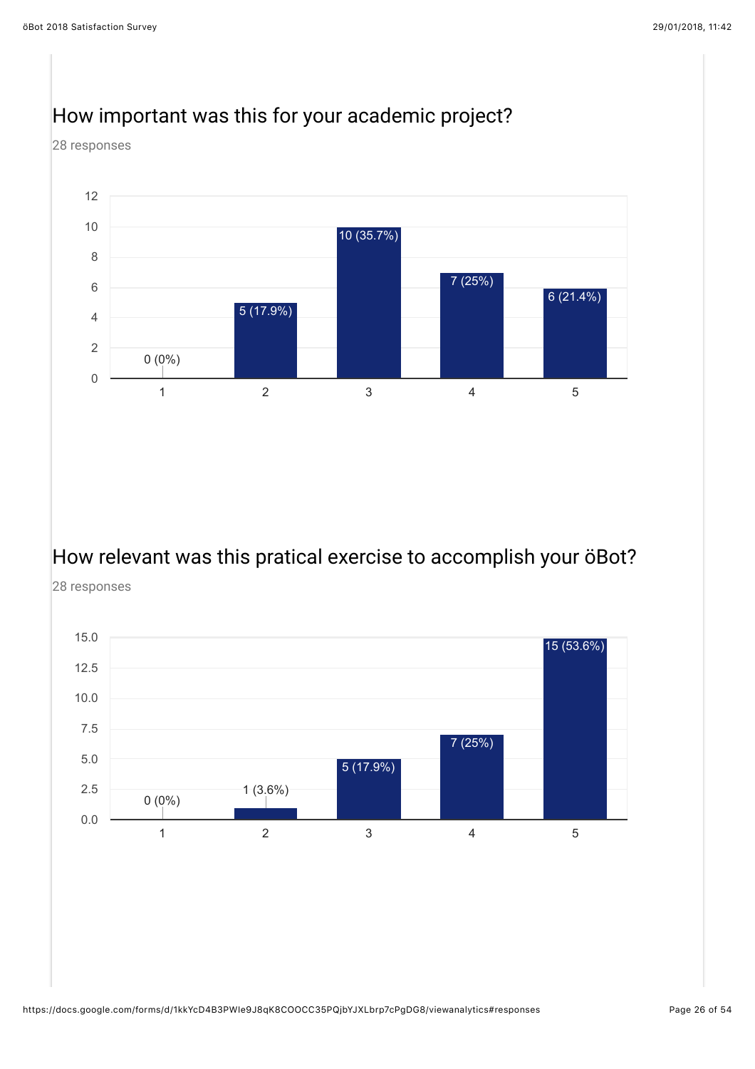## How important was this for your academic project?

28 responses

| Rating | Responses |
|---|---|
| 1 | 0 (0%) |
| 2 | 5 (17.9%) |
| 3 | 10 (35.7%) |
| 4 | 7 (25%) |
| 5 | 6 (21.4%) |

## How relevant was this pratical exercise to accomplish your öBot?

28 responses

| Rating | Responses |
|---|---|
| 1 | 0 (0%) |
| 2 | 1 (3.6%) |
| 3 | 5 (17.9%) |
| 4 | 7 (25%) |
| 5 | 15 (53.6%) |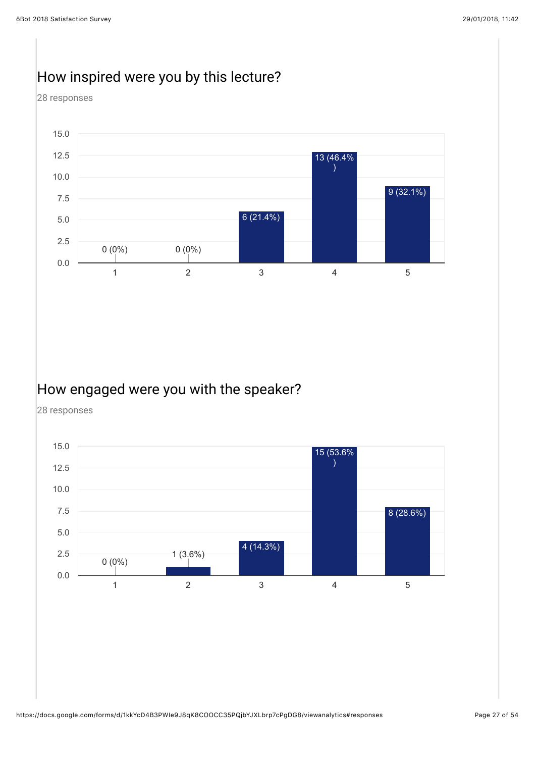## How inspired were you by this lecture?

28 responses

| Rating | Responses |
| --- | --- |
| 1 | 0 (0%) |
| 2 | 0 (0%) |
| 3 | 6 (21.4%) |
| 4 | 13 (46.4%) |
| 5 | 9 (32.1%) |

## How engaged were you with the speaker?

28 responses

| Rating | Responses |
| --- | --- |
| 1 | 0 (0%) |
| 2 | 1 (3.6%) |
| 3 | 4 (14.3%) |
| 4 | 15 (53.6%) |
| 5 | 8 (28.6%) |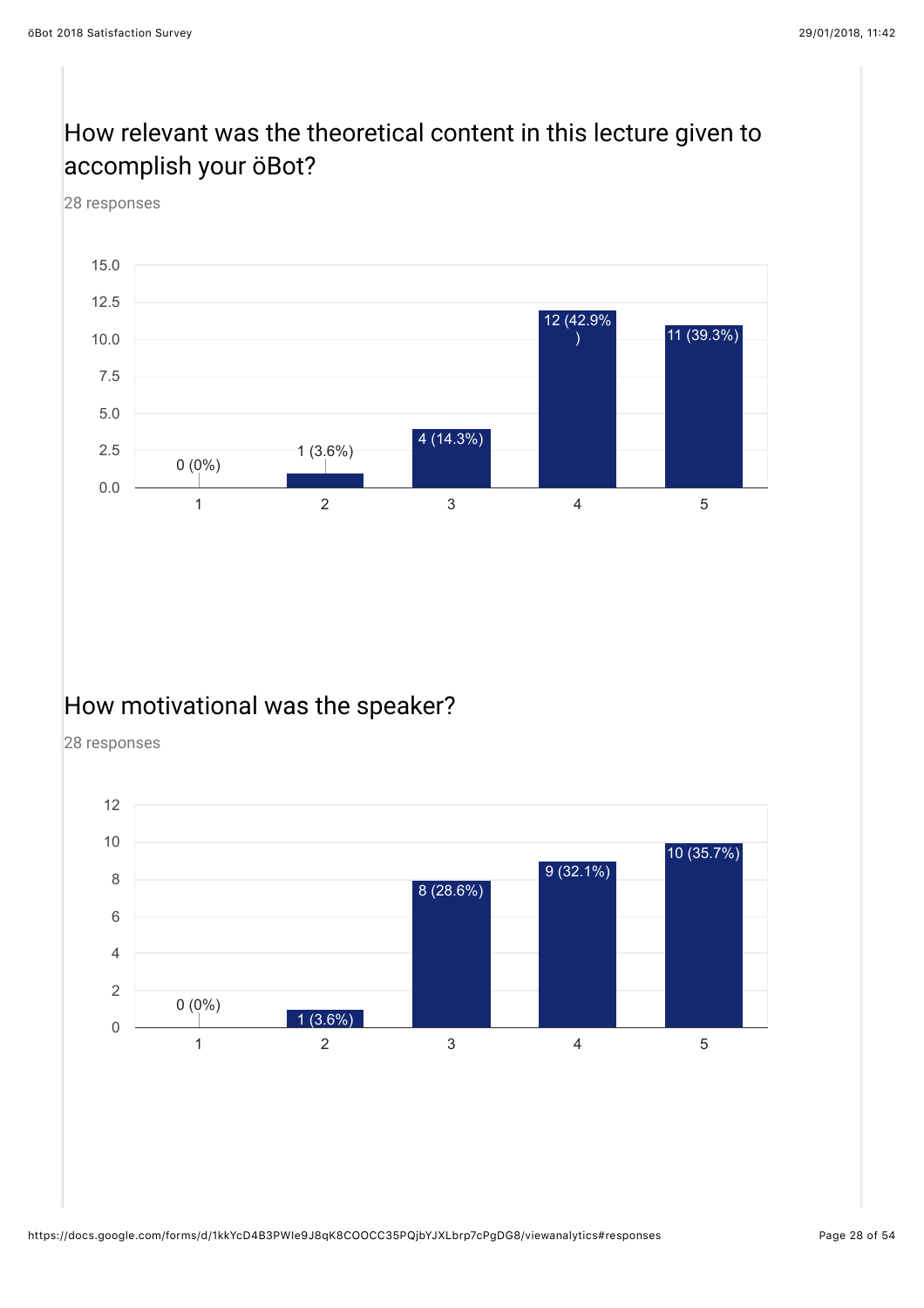## How relevant was the theoretical content in this lecture given to accomplish your öBot?

28 responses

| Rating | Responses |
|---|---|
| 1 | 0 (0%) |
| 2 | 1 (3.6%) |
| 3 | 4 (14.3%) |
| 4 | 12 (42.9%) |
| 5 | 11 (39.3%) |

## How motivational was the speaker?

28 responses

| Rating | Responses |
|---|---|
| 1 | 0 (0%) |
| 2 | 1 (3.6%) |
| 3 | 8 (28.6%) |
| 4 | 9 (32.1%) |
| 5 | 10 (35.7%) |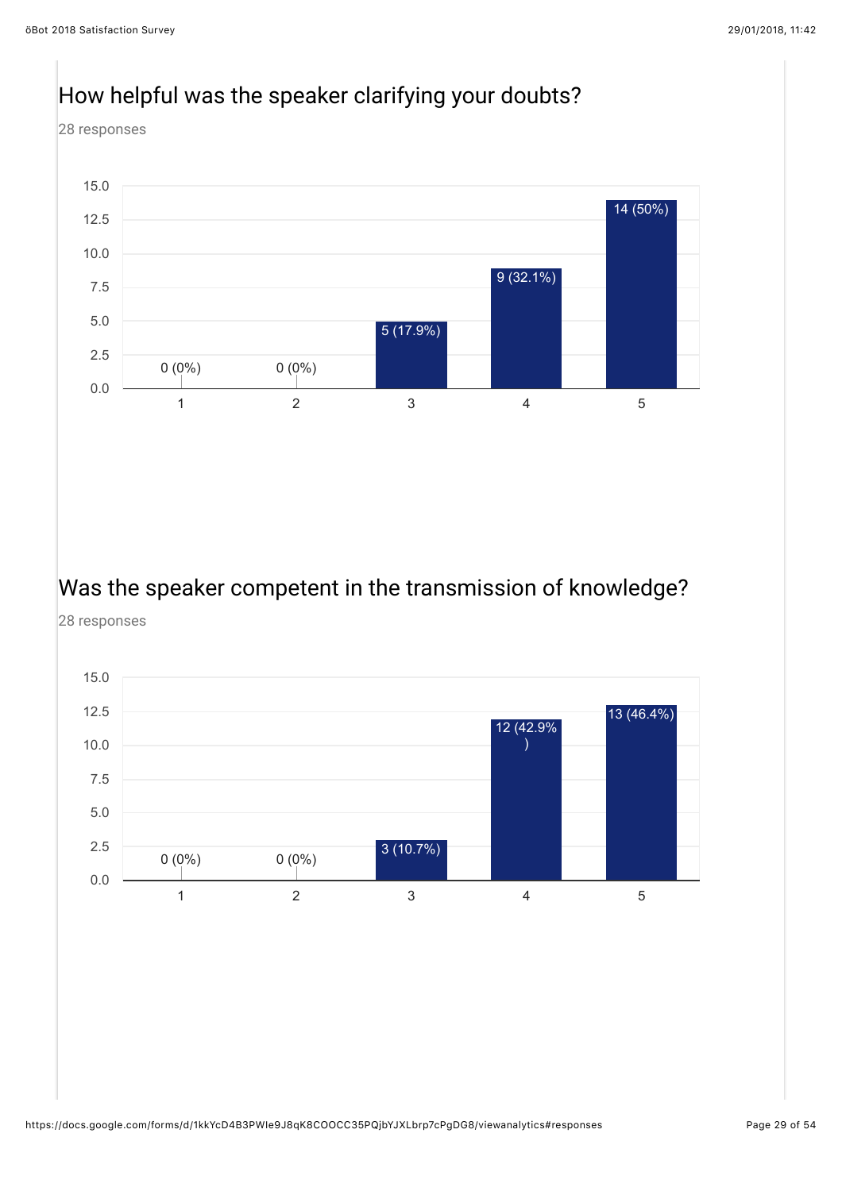## How helpful was the speaker clarifying your doubts?

28 responses

| Rating | Responses |
| --- | --- |
| 1 | 0 (0%) |
| 2 | 0 (0%) |
| 3 | 5 (17.9%) |
| 4 | 9 (32.1%) |
| 5 | 14 (50%) |

## Was the speaker competent in the transmission of knowledge?

28 responses

| Rating | Responses |
| --- | --- |
| 1 | 0 (0%) |
| 2 | 0 (0%) |
| 3 | 3 (10.7%) |
| 4 | 12 (42.9%) |
| 5 | 13 (46.4%) |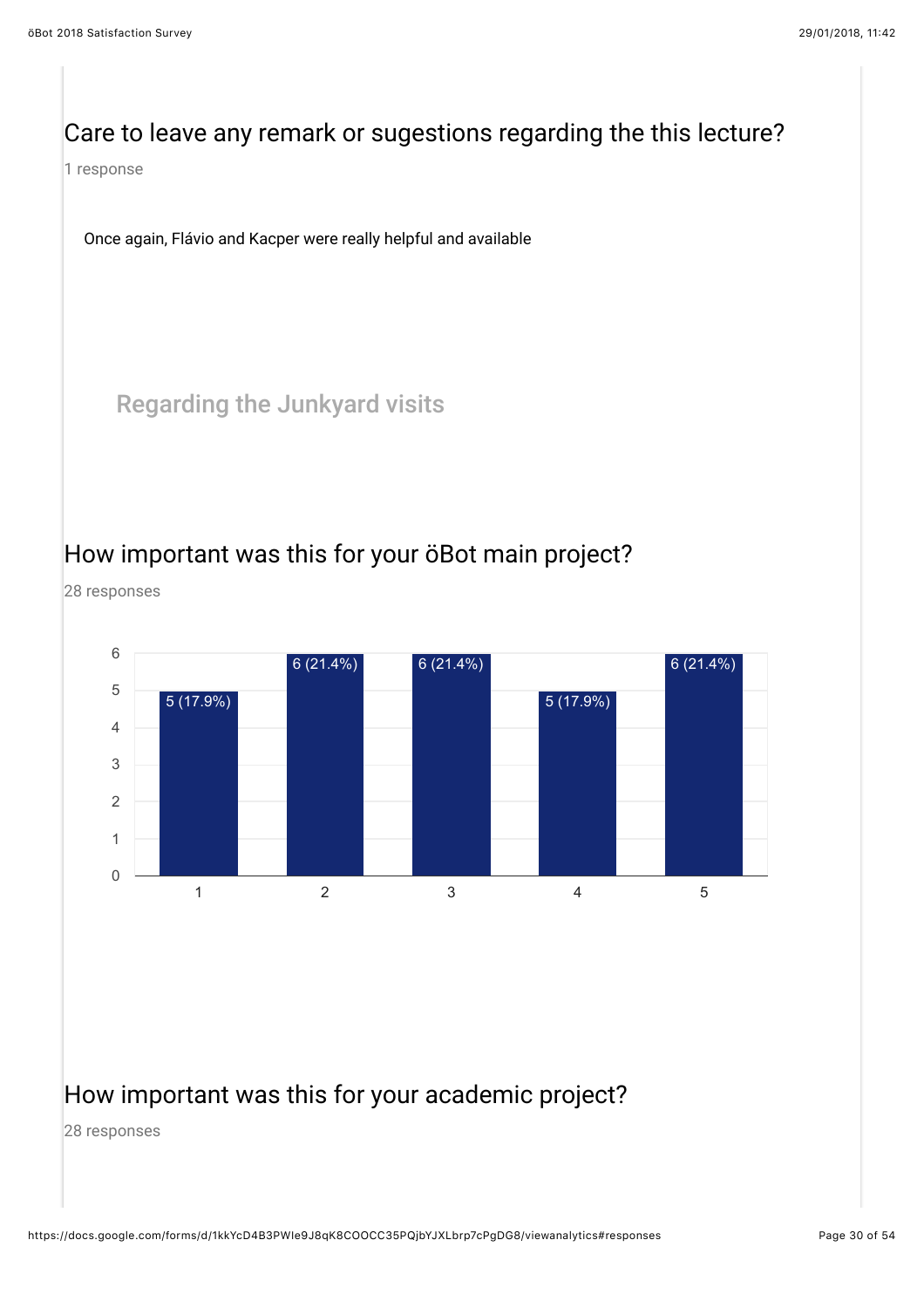## Care to leave any remark or sugestions regarding the this lecture?

1 response

Once again, Flávio and Kacper were really helpful and available

### Regarding the Junkyard visits

## How important was this for your öBot main project?

28 responses

| Rating | Responses |
|---|---|
| 1 | 5 (17.9%) |
| 2 | 6 (21.4%) |
| 3 | 6 (21.4%) |
| 4 | 5 (17.9%) |
| 5 | 6 (21.4%) |

## How important was this for your academic project?

28 responses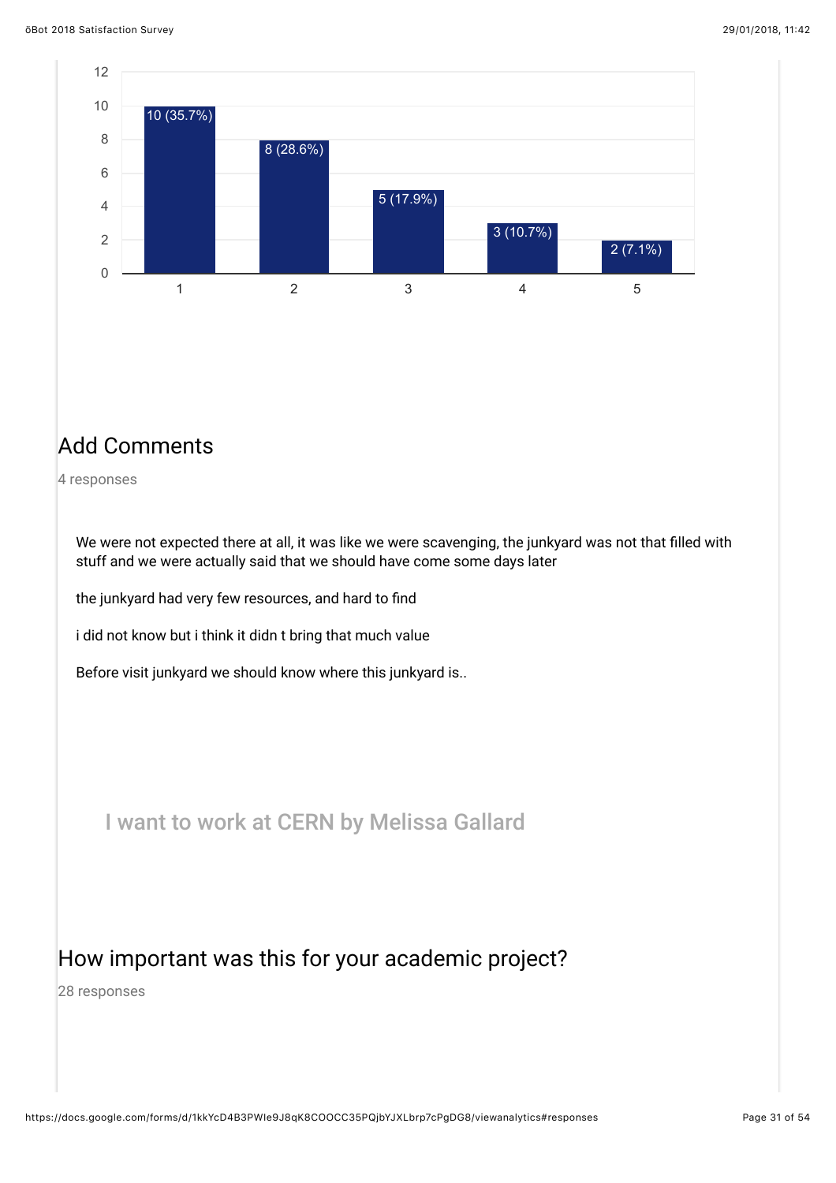| Rating | Responses |
|---|---|
| 1 | 10 (35.7%) |
| 2 | 8 (28.6%) |
| 3 | 5 (17.9%) |
| 4 | 3 (10.7%) |
| 5 | 2 (7.1%) |

## Add Comments

4 responses

We were not expected there at all, it was like we were scavenging, the junkyard was not that filled with stuff and we were actually said that we should have come some days later

the junkyard had very few resources, and hard to find

i did not know but i think it didn t bring that much value

Before visit junkyard we should know where this junkyard is..

### I want to work at CERN by Melissa Gallard

## How important was this for your academic project?

28 responses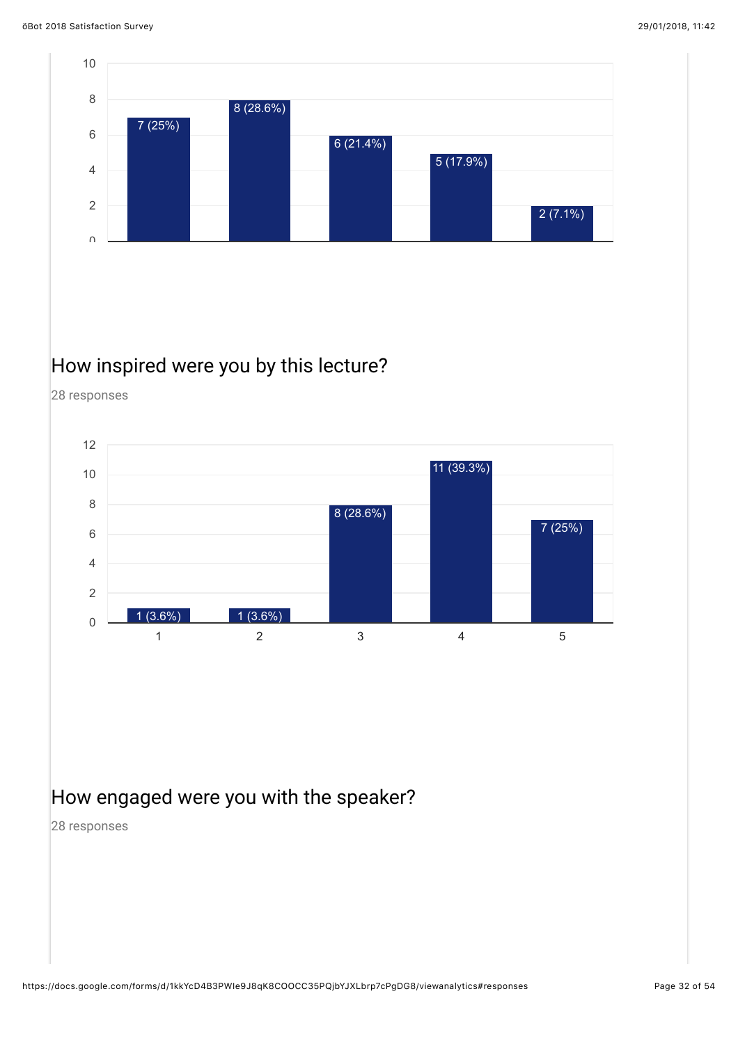| | | | | |
|---|---|---|---|---|
| 7 (25%) | 8 (28.6%) | 6 (21.4%) | 5 (17.9%) | 2 (7.1%) |

## How inspired were you by this lecture?

28 responses

| 1 | 2 | 3 | 4 | 5 |
|---|---|---|---|---|
| 1 (3.6%) | 1 (3.6%) | 8 (28.6%) | 11 (39.3%) | 7 (25%) |

## How engaged were you with the speaker?

28 responses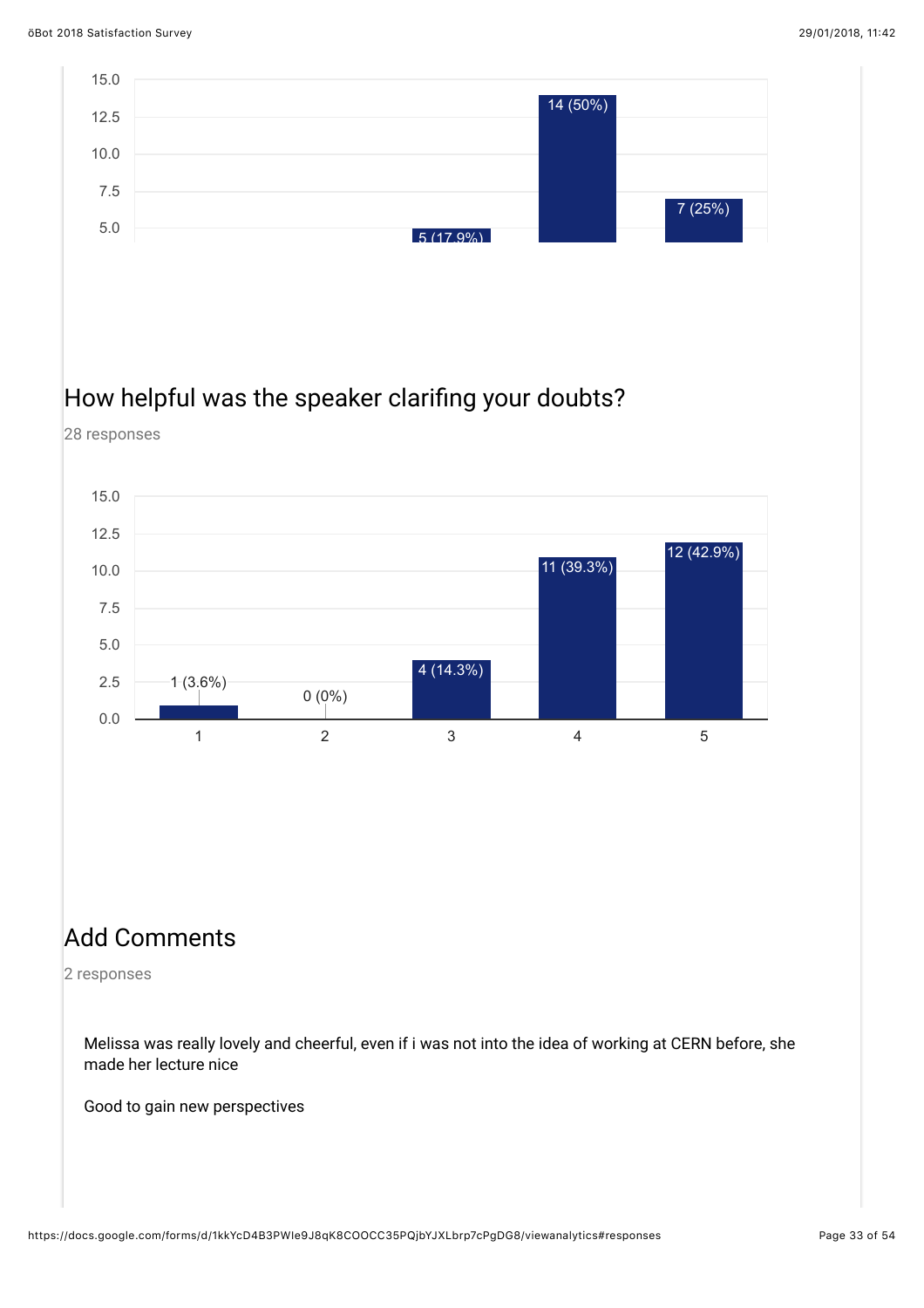## How helpful was the speaker clarifing your doubts?

28 responses

| Rating | Responses |
| --- | --- |
| 1 | 1 (3.6%) |
| 2 | 0 (0%) |
| 3 | 4 (14.3%) |
| 4 | 11 (39.3%) |
| 5 | 12 (42.9%) |

## Add Comments

2 responses

Melissa was really lovely and cheerful, even if i was not into the idea of working at CERN before, she made her lecture nice

Good to gain new perspectives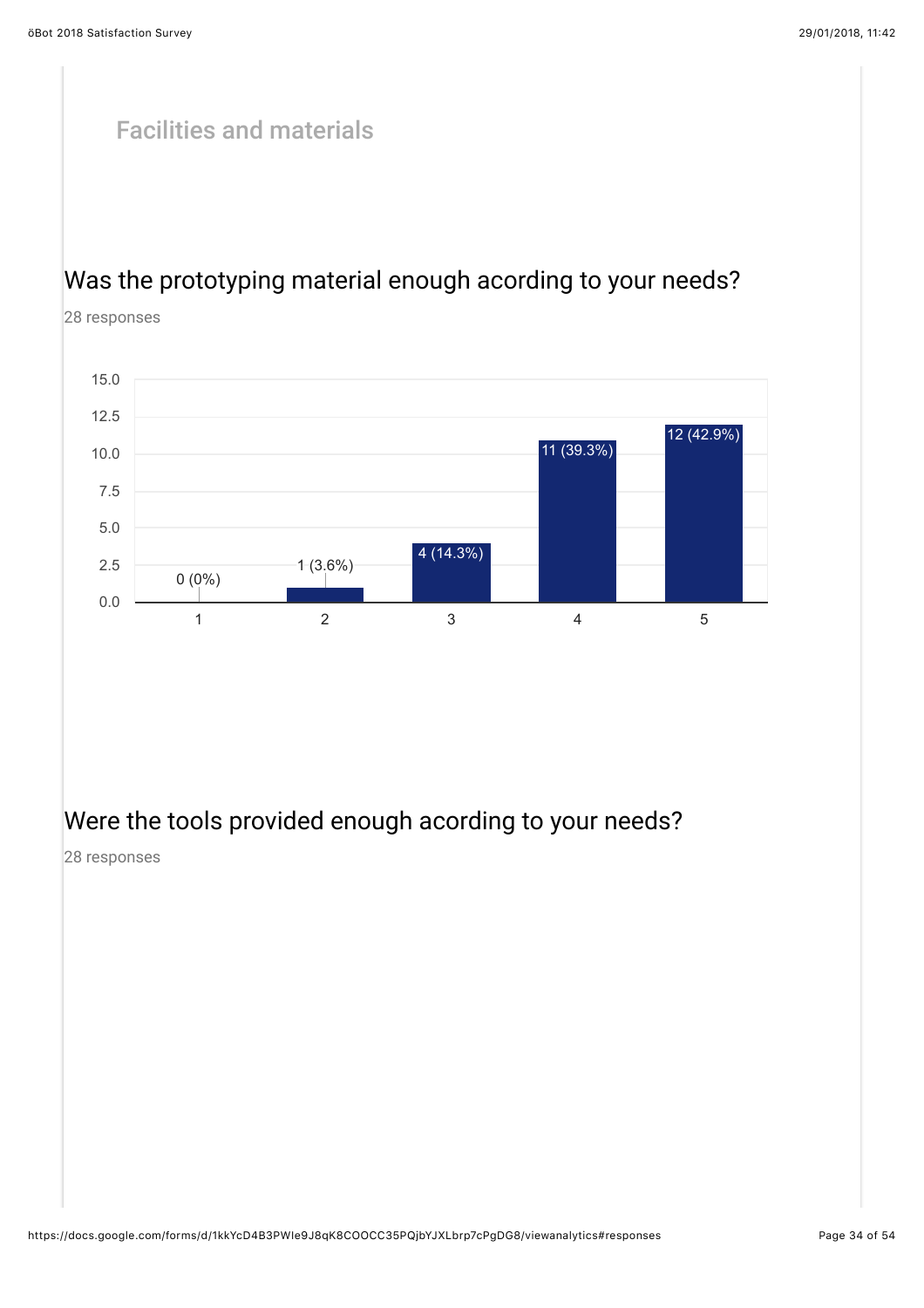## Facilities and materials

### Was the prototyping material enough acording to your needs?

28 responses

| Rating | Responses |
|---|---|
| 1 | 0 (0%) |
| 2 | 1 (3.6%) |
| 3 | 4 (14.3%) |
| 4 | 11 (39.3%) |
| 5 | 12 (42.9%) |

### Were the tools provided enough acording to your needs?

28 responses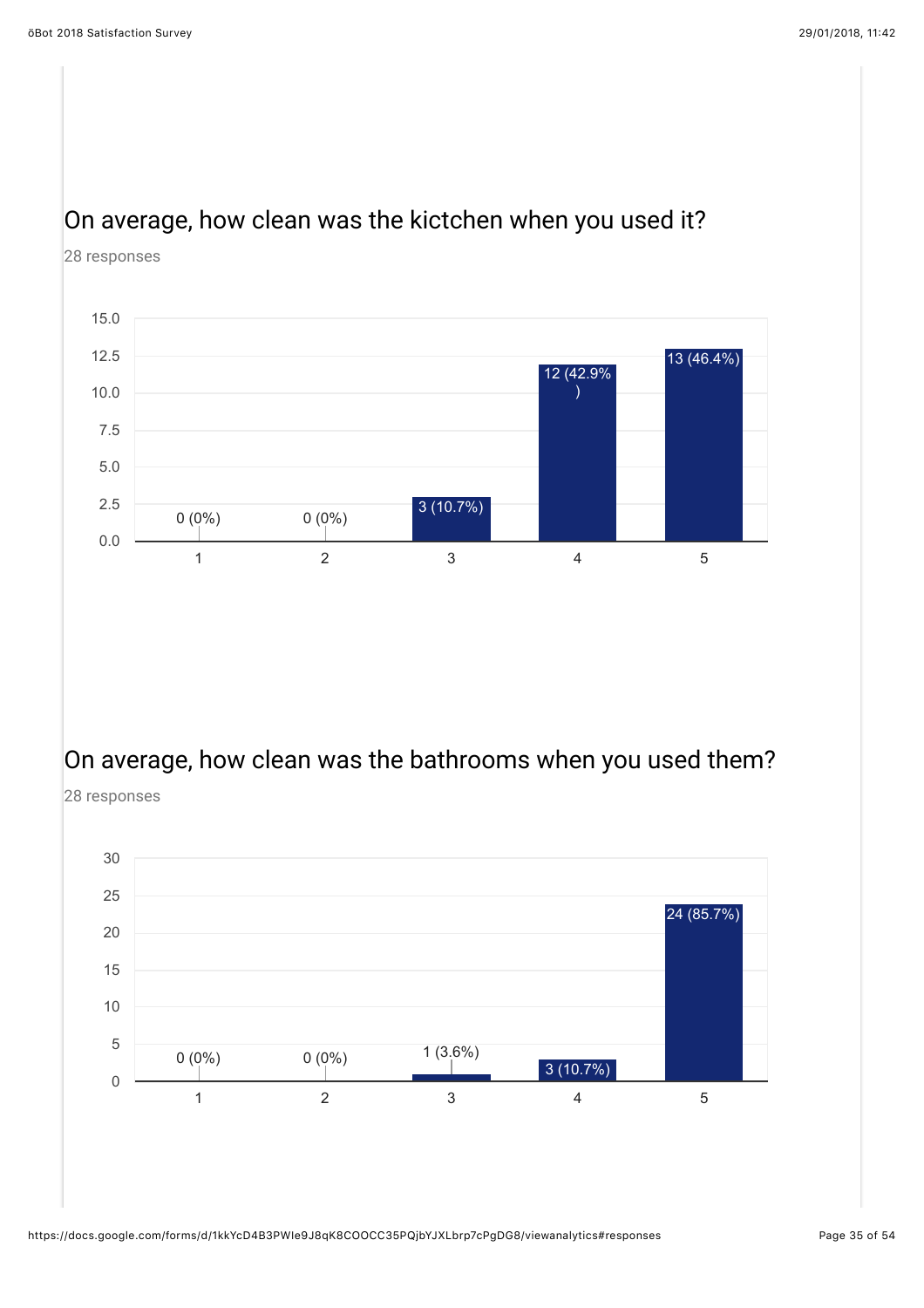## On average, how clean was the kictchen when you used it?

28 responses

| Rating | Responses |
|---|---|
| 1 | 0 (0%) |
| 2 | 0 (0%) |
| 3 | 3 (10.7%) |
| 4 | 12 (42.9%) |
| 5 | 13 (46.4%) |

## On average, how clean was the bathrooms when you used them?

28 responses

| Rating | Responses |
|---|---|
| 1 | 0 (0%) |
| 2 | 0 (0%) |
| 3 | 1 (3.6%) |
| 4 | 3 (10.7%) |
| 5 | 24 (85.7%) |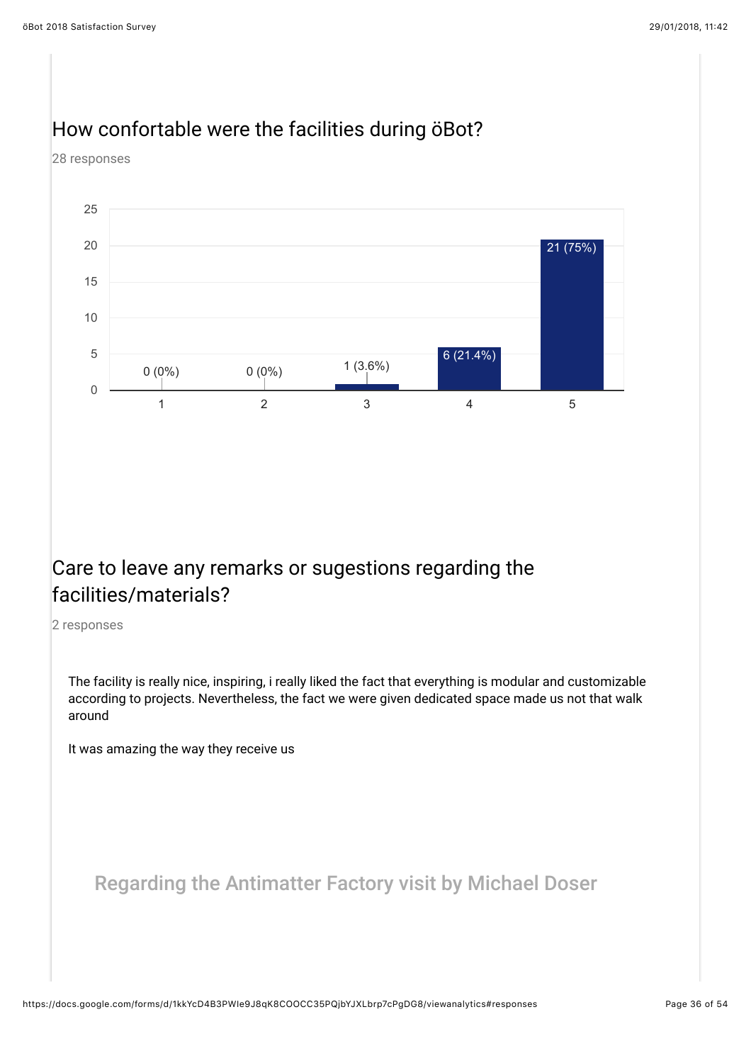## How confortable were the facilities during öBot?

28 responses

| Rating | Responses |
|---|---|
| 1 | 0 (0%) |
| 2 | 0 (0%) |
| 3 | 1 (3.6%) |
| 4 | 6 (21.4%) |
| 5 | 21 (75%) |

## Care to leave any remarks or sugestions regarding the facilities/materials?

2 responses

The facility is really nice, inspiring, i really liked the fact that everything is modular and customizable according to projects. Nevertheless, the fact we were given dedicated space made us not that walk around

It was amazing the way they receive us

### Regarding the Antimatter Factory visit by Michael Doser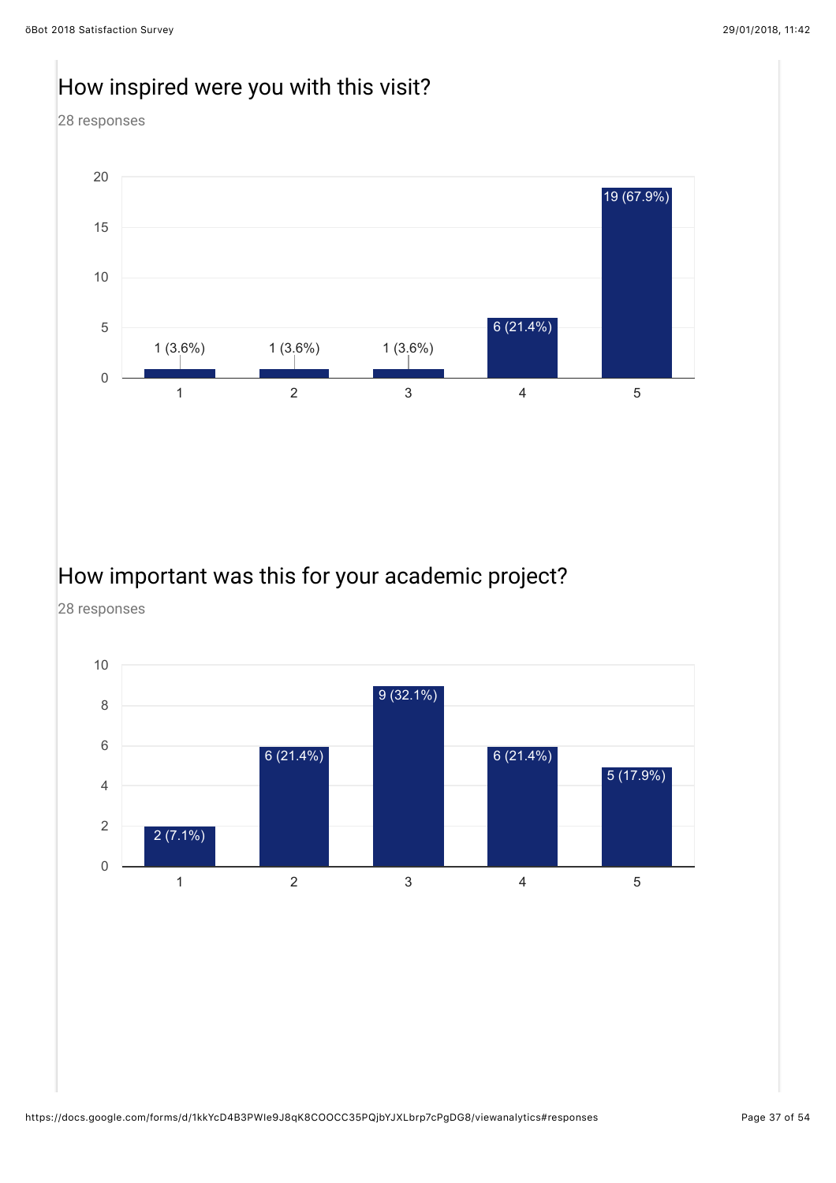## How inspired were you with this visit?

28 responses

| Rating | Responses |
| --- | --- |
| 1 | 1 (3.6%) |
| 2 | 1 (3.6%) |
| 3 | 1 (3.6%) |
| 4 | 6 (21.4%) |
| 5 | 19 (67.9%) |

## How important was this for your academic project?

28 responses

| Rating | Responses |
| --- | --- |
| 1 | 2 (7.1%) |
| 2 | 6 (21.4%) |
| 3 | 9 (32.1%) |
| 4 | 6 (21.4%) |
| 5 | 5 (17.9%) |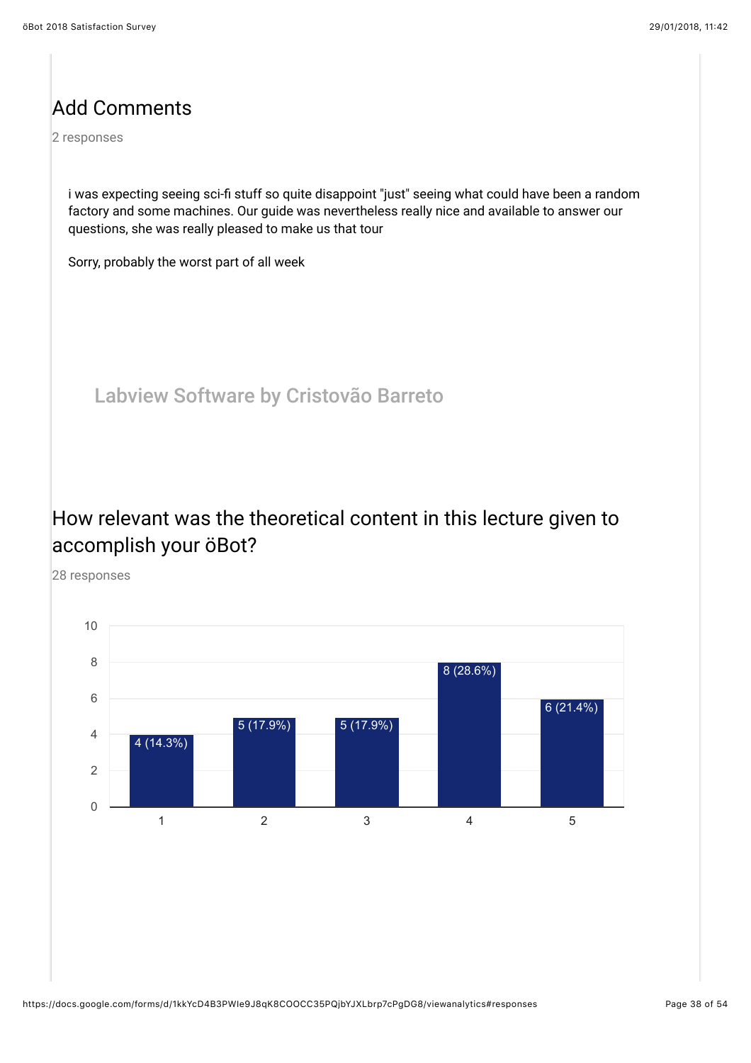## Add Comments

2 responses

i was expecting seeing sci-fi stuff so quite disappoint "just" seeing what could have been a random factory and some machines. Our guide was nevertheless really nice and available to answer our questions, she was really pleased to make us that tour

Sorry, probably the worst part of all week

### Labview Software by Cristovão Barreto

## How relevant was the theoretical content in this lecture given to accomplish your öBot?

28 responses

| Rating | Responses |
|---|---|
| 1 | 4 (14.3%) |
| 2 | 5 (17.9%) |
| 3 | 5 (17.9%) |
| 4 | 8 (28.6%) |
| 5 | 6 (21.4%) |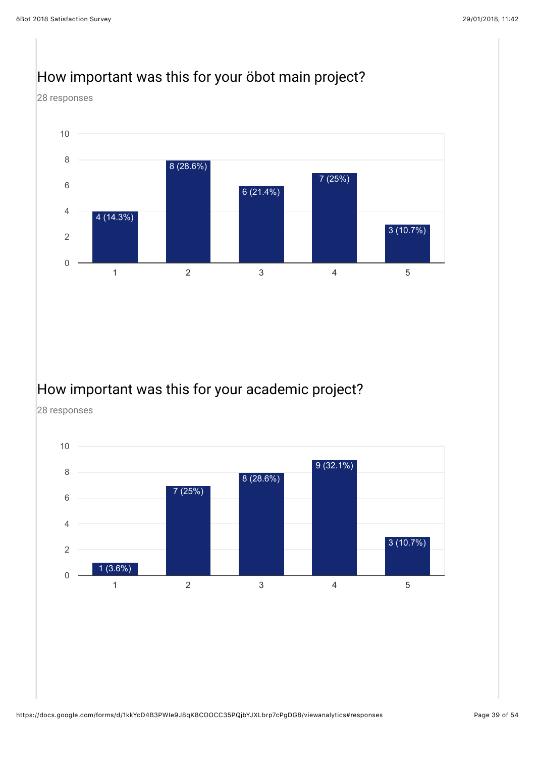## How important was this for your öbot main project?

28 responses

| Rating | Responses |
|---|---|
| 1 | 4 (14.3%) |
| 2 | 8 (28.6%) |
| 3 | 6 (21.4%) |
| 4 | 7 (25%) |
| 5 | 3 (10.7%) |

## How important was this for your academic project?

28 responses

| Rating | Responses |
|---|---|
| 1 | 1 (3.6%) |
| 2 | 7 (25%) |
| 3 | 8 (28.6%) |
| 4 | 9 (32.1%) |
| 5 | 3 (10.7%) |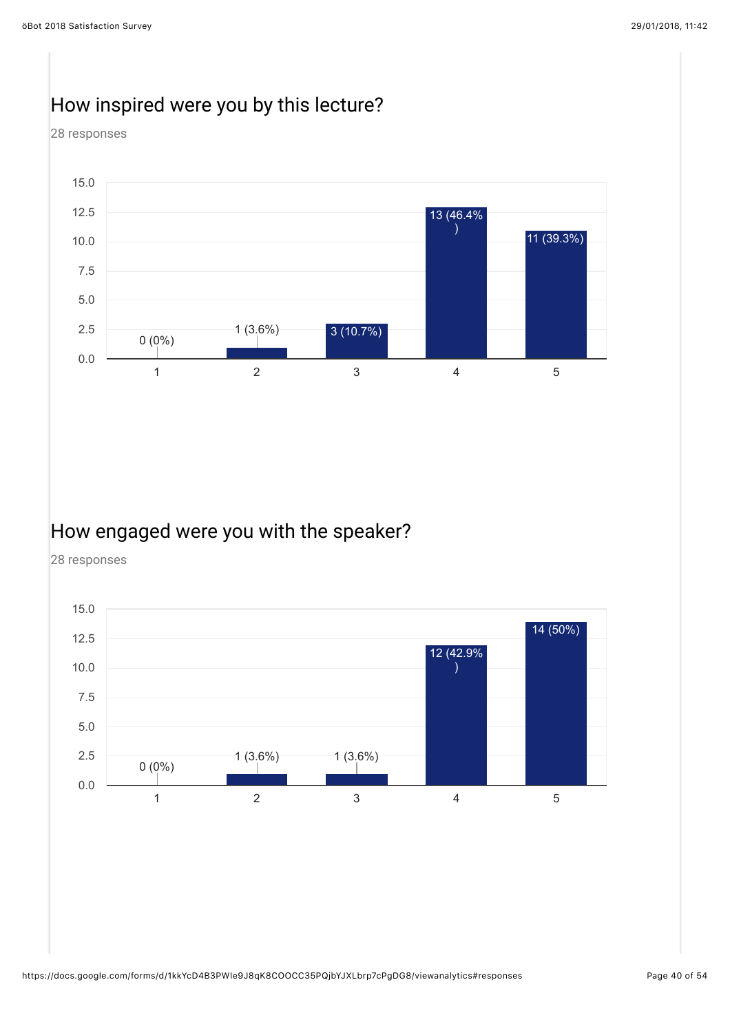## How inspired were you by this lecture?

28 responses

| Rating | Responses |
|---|---|
| 1 | 0 (0%) |
| 2 | 1 (3.6%) |
| 3 | 3 (10.7%) |
| 4 | 13 (46.4%) |
| 5 | 11 (39.3%) |

## How engaged were you with the speaker?

28 responses

| Rating | Responses |
|---|---|
| 1 | 0 (0%) |
| 2 | 1 (3.6%) |
| 3 | 1 (3.6%) |
| 4 | 12 (42.9%) |
| 5 | 14 (50%) |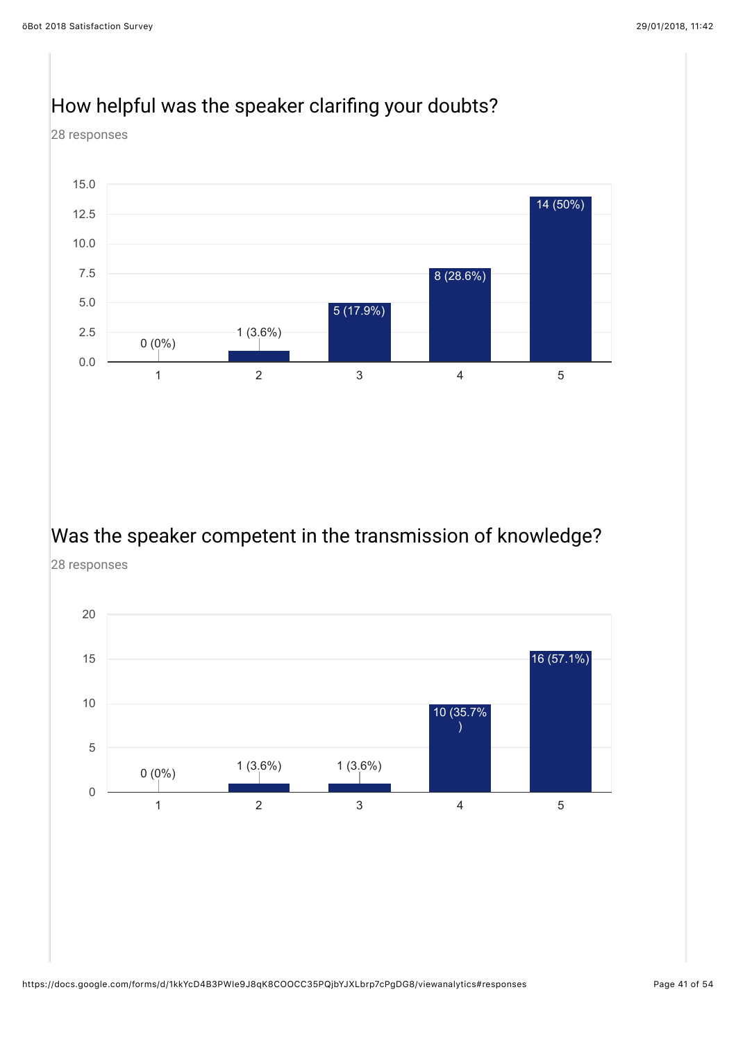## How helpful was the speaker clarifing your doubts?

28 responses

| Rating | Responses |
|---|---|
| 1 | 0 (0%) |
| 2 | 1 (3.6%) |
| 3 | 5 (17.9%) |
| 4 | 8 (28.6%) |
| 5 | 14 (50%) |

## Was the speaker competent in the transmission of knowledge?

28 responses

| Rating | Responses |
|---|---|
| 1 | 0 (0%) |
| 2 | 1 (3.6%) |
| 3 | 1 (3.6%) |
| 4 | 10 (35.7%) |
| 5 | 16 (57.1%) |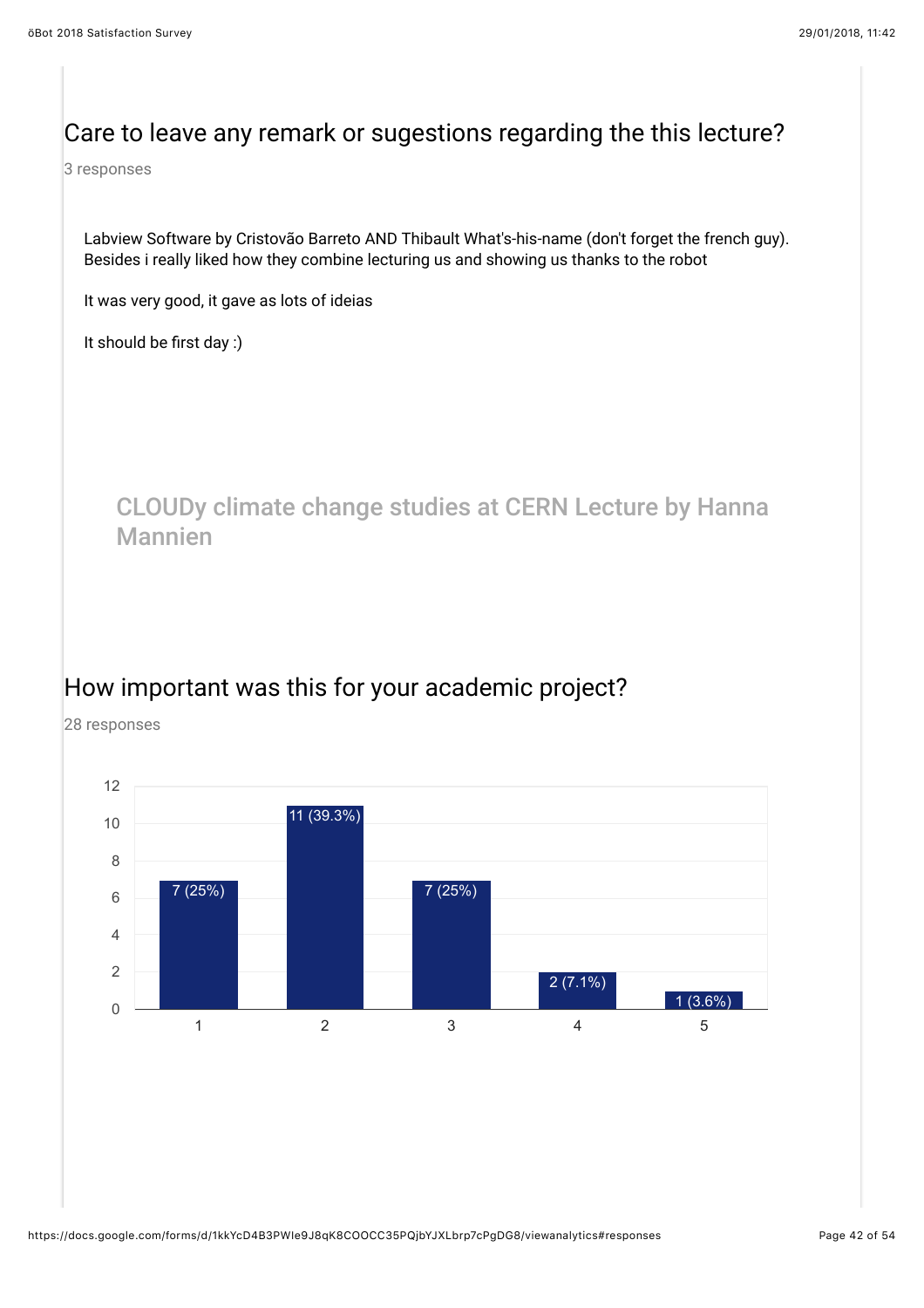## Care to leave any remark or sugestions regarding the this lecture?

3 responses

Labview Software by Cristovão Barreto AND Thibault What's-his-name (don't forget the french guy). Besides i really liked how they combine lecturing us and showing us thanks to the robot

It was very good, it gave as lots of ideias

It should be first day :)

# CLOUDy climate change studies at CERN Lecture by Hanna Mannien

## How important was this for your academic project?

28 responses

| Rating | Responses |
|---|---|
| 1 | 7 (25%) |
| 2 | 11 (39.3%) |
| 3 | 7 (25%) |
| 4 | 2 (7.1%) |
| 5 | 1 (3.6%) |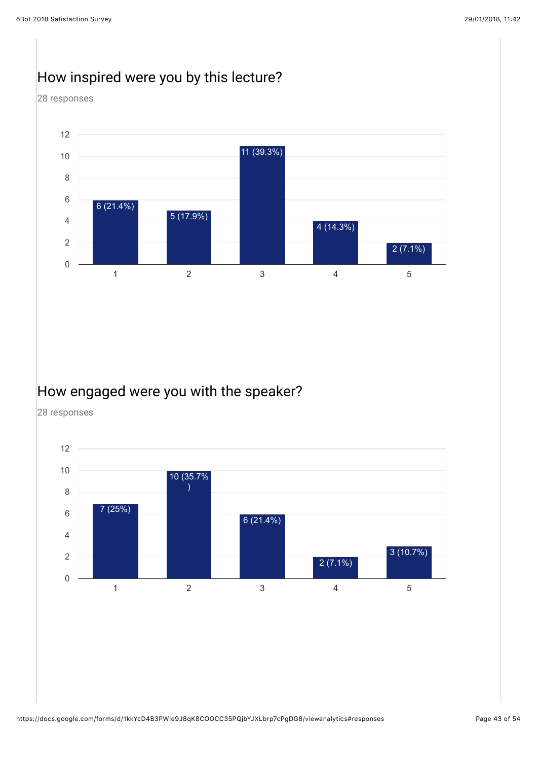## How inspired were you by this lecture?

28 responses

| Rating | Responses |
| --- | --- |
| 1 | 6 (21.4%) |
| 2 | 5 (17.9%) |
| 3 | 11 (39.3%) |
| 4 | 4 (14.3%) |
| 5 | 2 (7.1%) |

## How engaged were you with the speaker?

28 responses

| Rating | Responses |
| --- | --- |
| 1 | 7 (25%) |
| 2 | 10 (35.7%) |
| 3 | 6 (21.4%) |
| 4 | 2 (7.1%) |
| 5 | 3 (10.7%) |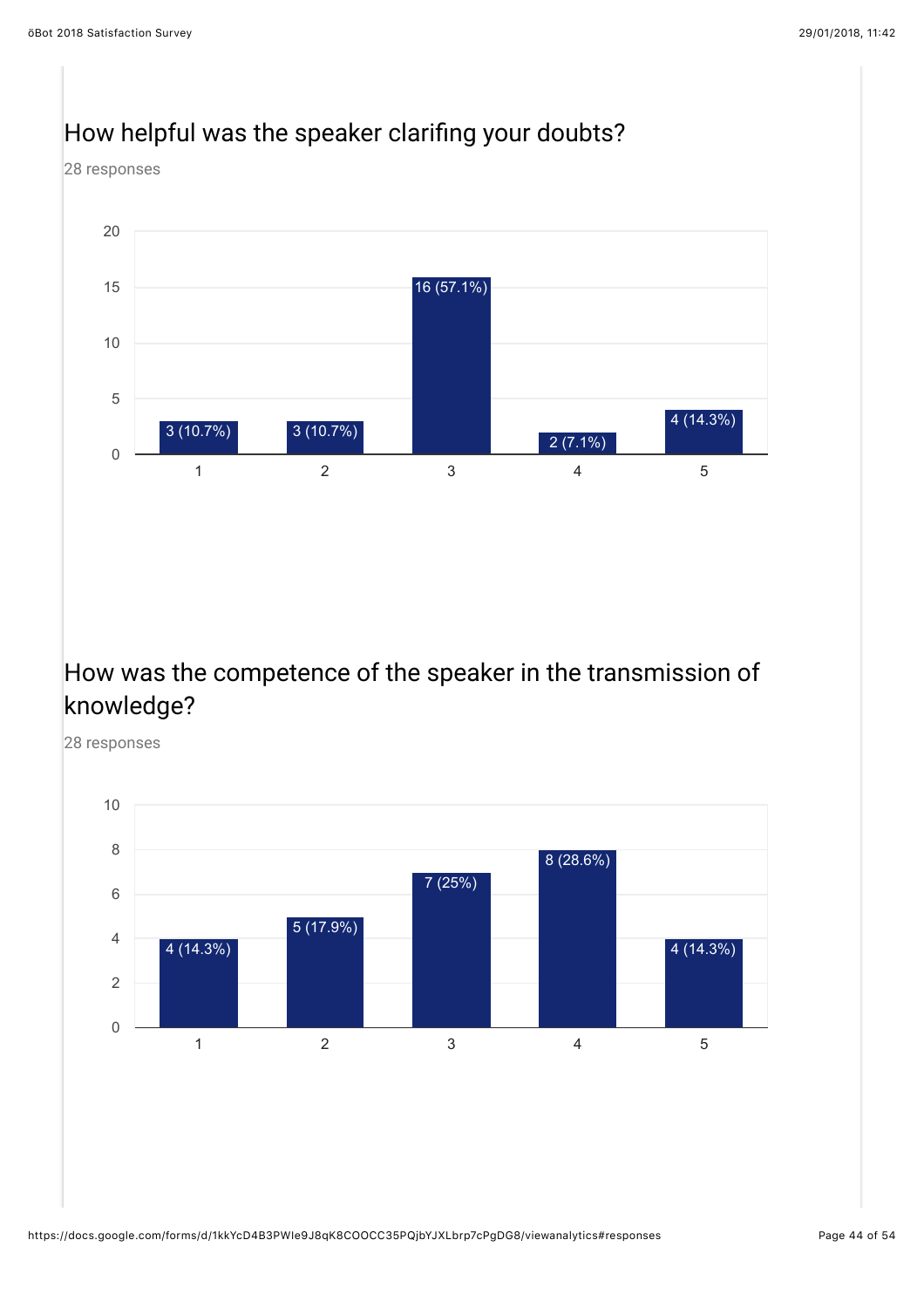## How helpful was the speaker clarifing your doubts?

28 responses

| Rating | Responses |
|---|---|
| 1 | 3 (10.7%) |
| 2 | 3 (10.7%) |
| 3 | 16 (57.1%) |
| 4 | 2 (7.1%) |
| 5 | 4 (14.3%) |

## How was the competence of the speaker in the transmission of knowledge?

28 responses

| Rating | Responses |
|---|---|
| 1 | 4 (14.3%) |
| 2 | 5 (17.9%) |
| 3 | 7 (25%) |
| 4 | 8 (28.6%) |
| 5 | 4 (14.3%) |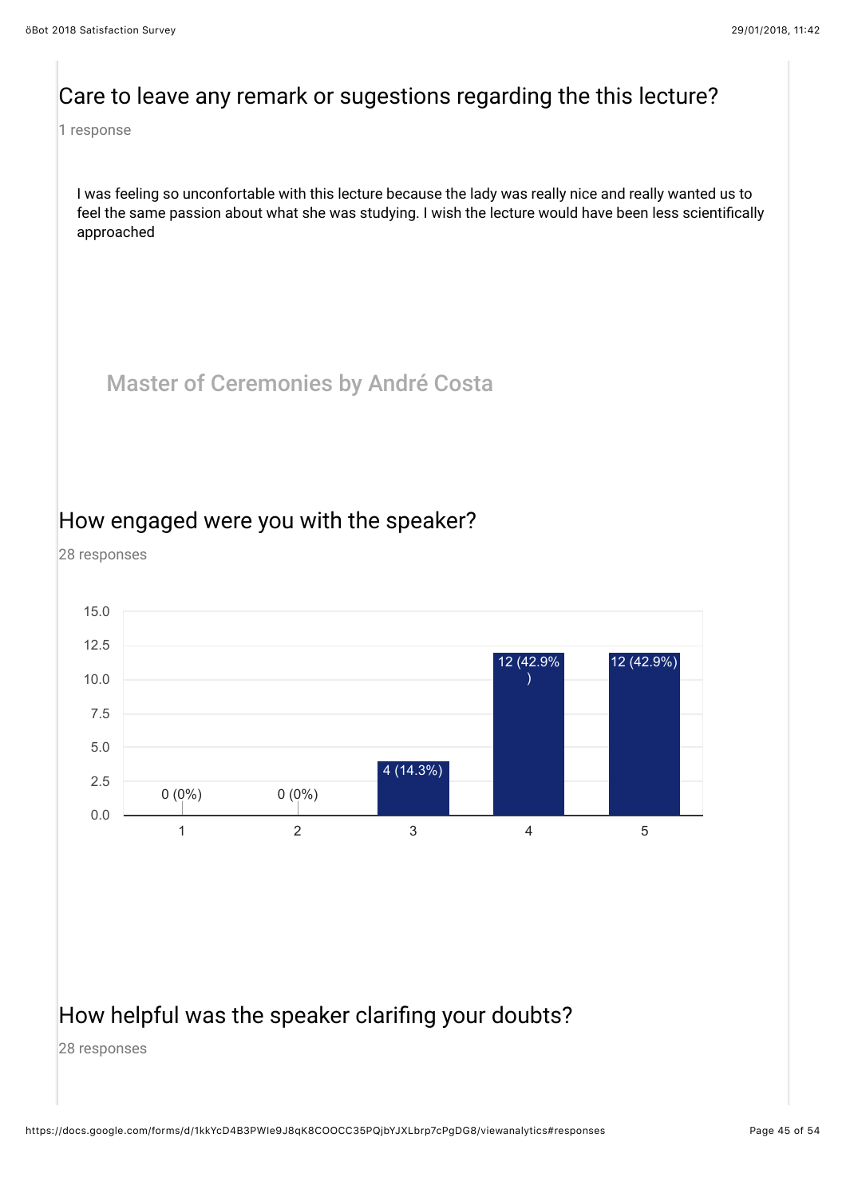## Care to leave any remark or sugestions regarding the this lecture?

1 response

I was feeling so unconfortable with this lecture because the lady was really nice and really wanted us to feel the same passion about what she was studying. I wish the lecture would have been less scientifically approached

# Master of Ceremonies by André Costa

## How engaged were you with the speaker?

28 responses

| Rating | Responses |
|---|---|
| 1 | 0 (0%) |
| 2 | 0 (0%) |
| 3 | 4 (14.3%) |
| 4 | 12 (42.9%) |
| 5 | 12 (42.9%) |

## How helpful was the speaker clarifing your doubts?

28 responses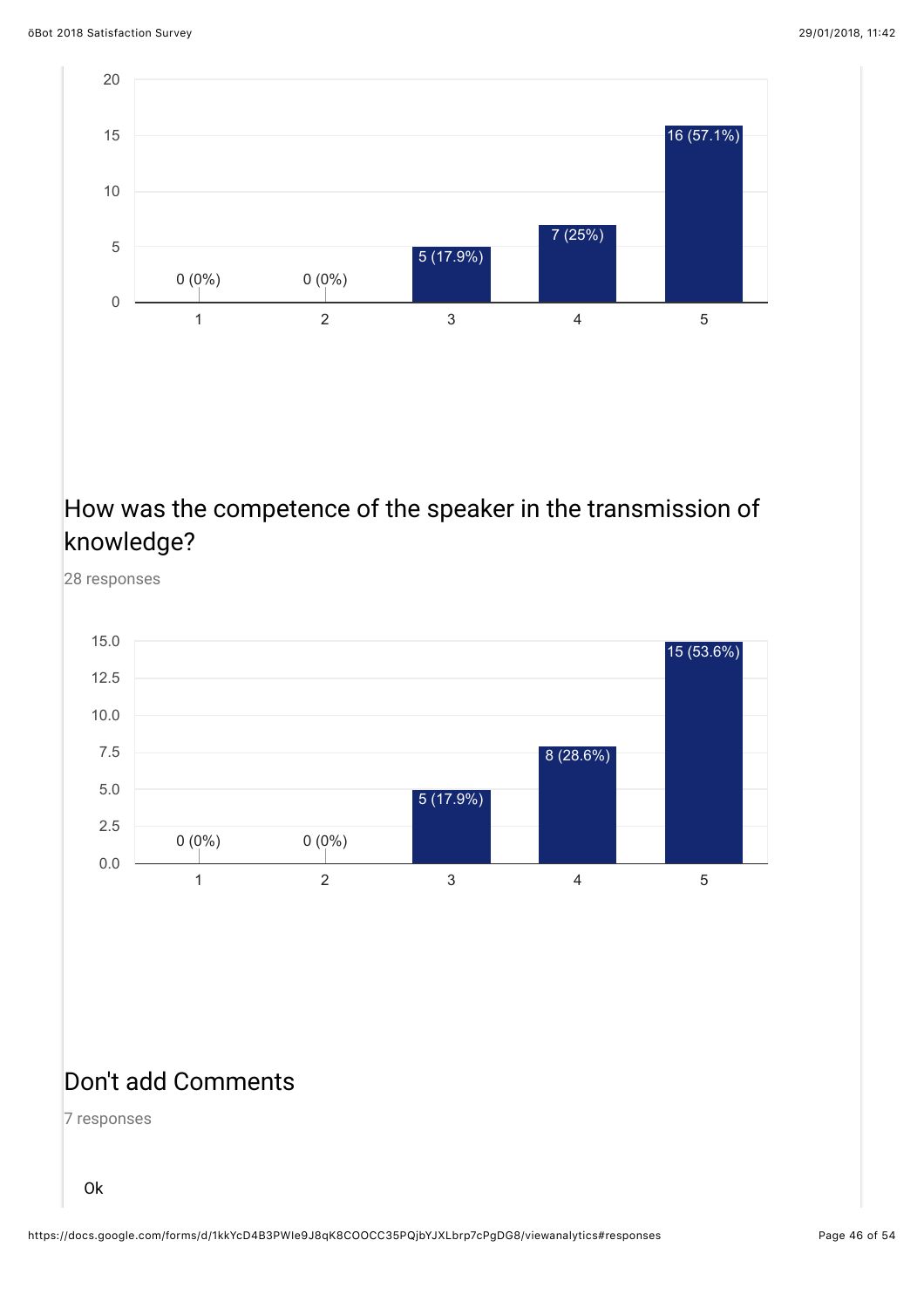| Rating | Responses |
|---|---|
| 1 | 0 (0%) |
| 2 | 0 (0%) |
| 3 | 5 (17.9%) |
| 4 | 7 (25%) |
| 5 | 16 (57.1%) |

## How was the competence of the speaker in the transmission of knowledge?

28 responses

| Rating | Responses |
|---|---|
| 1 | 0 (0%) |
| 2 | 0 (0%) |
| 3 | 5 (17.9%) |
| 4 | 8 (28.6%) |
| 5 | 15 (53.6%) |

## Don't add Comments

7 responses

Ok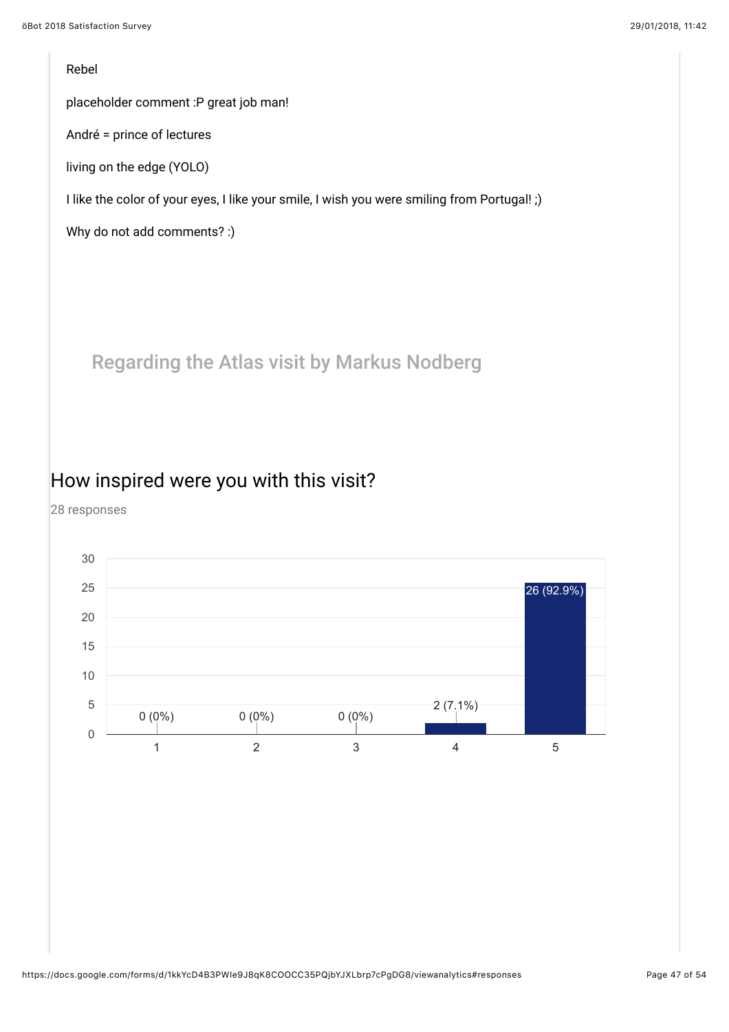Rebel

placeholder comment :P great job man!

André = prince of lectures

living on the edge (YOLO)

I like the color of your eyes, I like your smile, I wish you were smiling from Portugal! ;)

Why do not add comments? :)

## Regarding the Atlas visit by Markus Nodberg

### How inspired were you with this visit?

28 responses

| Rating | Responses |
| --- | --- |
| 1 | 0 (0%) |
| 2 | 0 (0%) |
| 3 | 0 (0%) |
| 4 | 2 (7.1%) |
| 5 | 26 (92.9%) |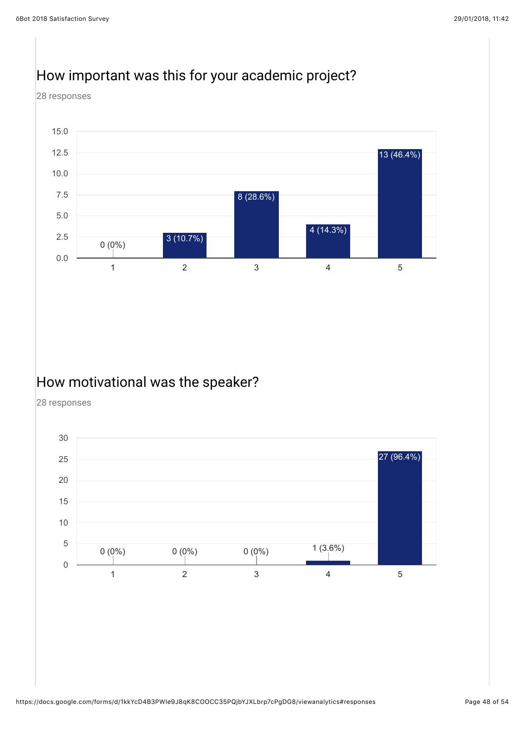## How important was this for your academic project?

28 responses

| Rating | Responses |
| --- | --- |
| 1 | 0 (0%) |
| 2 | 3 (10.7%) |
| 3 | 8 (28.6%) |
| 4 | 4 (14.3%) |
| 5 | 13 (46.4%) |

## How motivational was the speaker?

28 responses

| Rating | Responses |
| --- | --- |
| 1 | 0 (0%) |
| 2 | 0 (0%) |
| 3 | 0 (0%) |
| 4 | 1 (3.6%) |
| 5 | 27 (96.4%) |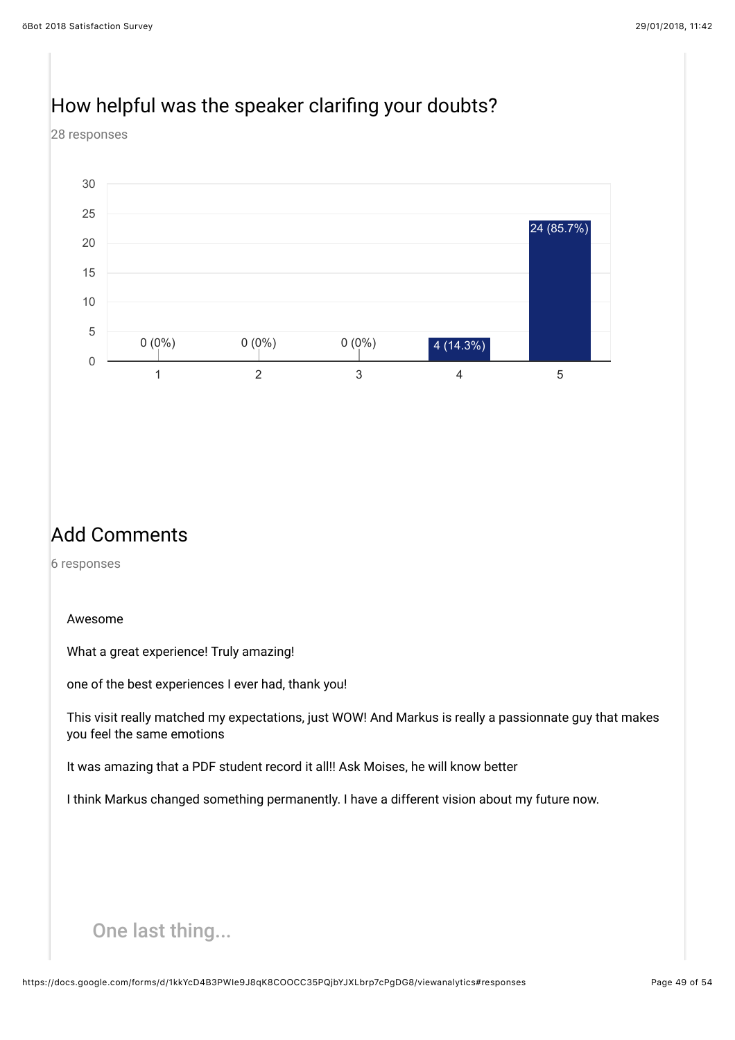## How helpful was the speaker clarifing your doubts?

28 responses

| Rating | Responses |
| --- | --- |
| 1 | 0 (0%) |
| 2 | 0 (0%) |
| 3 | 0 (0%) |
| 4 | 4 (14.3%) |
| 5 | 24 (85.7%) |

## Add Comments

6 responses

Awesome

What a great experience! Truly amazing!

one of the best experiences I ever had, thank you!

This visit really matched my expectations, just WOW! And Markus is really a passionnate guy that makes you feel the same emotions

It was amazing that a PDF student record it all!! Ask Moises, he will know better

I think Markus changed something permanently. I have a different vision about my future now.

## One last thing...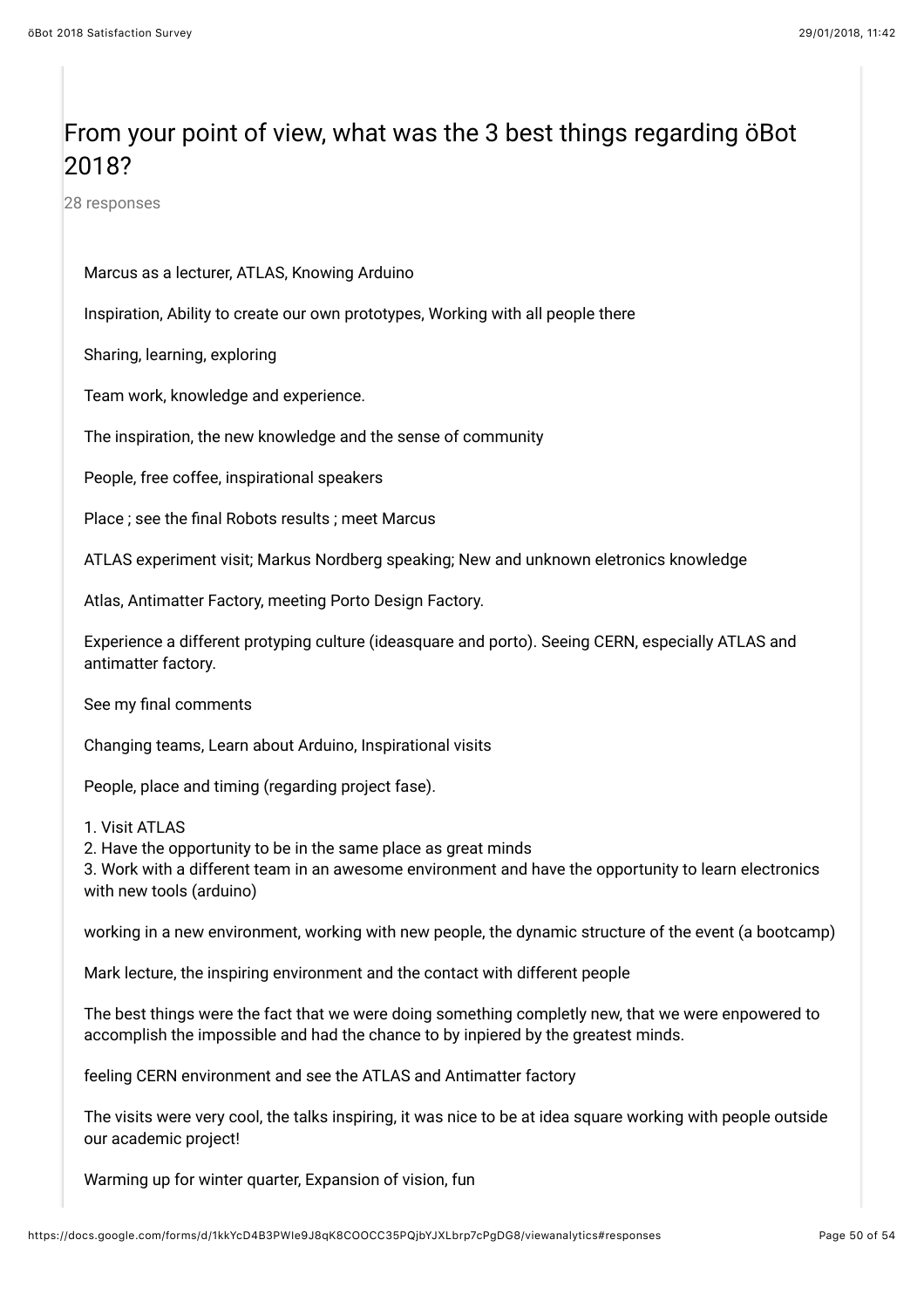## From your point of view, what was the 3 best things regarding öBot 2018?

28 responses

Marcus as a lecturer, ATLAS, Knowing Arduino

Inspiration, Ability to create our own prototypes, Working with all people there

Sharing, learning, exploring

Team work, knowledge and experience.

The inspiration, the new knowledge and the sense of community

People, free coffee, inspirational speakers

Place ; see the final Robots results ; meet Marcus

ATLAS experiment visit; Markus Nordberg speaking; New and unknown eletronics knowledge

Atlas, Antimatter Factory, meeting Porto Design Factory.

Experience a different protyping culture (ideasquare and porto). Seeing CERN, especially ATLAS and antimatter factory.

See my final comments

Changing teams, Learn about Arduino, Inspirational visits

People, place and timing (regarding project fase).

1. Visit ATLAS
2. Have the opportunity to be in the same place as great minds
3. Work with a different team in an awesome environment and have the opportunity to learn electronics with new tools (arduino)

working in a new environment, working with new people, the dynamic structure of the event (a bootcamp)

Mark lecture, the inspiring environment and the contact with different people

The best things were the fact that we were doing something completly new, that we were enpowered to accomplish the impossible and had the chance to by inpiered by the greatest minds.

feeling CERN environment and see the ATLAS and Antimatter factory

The visits were very cool, the talks inspiring, it was nice to be at idea square working with people outside our academic project!

Warming up for winter quarter, Expansion of vision, fun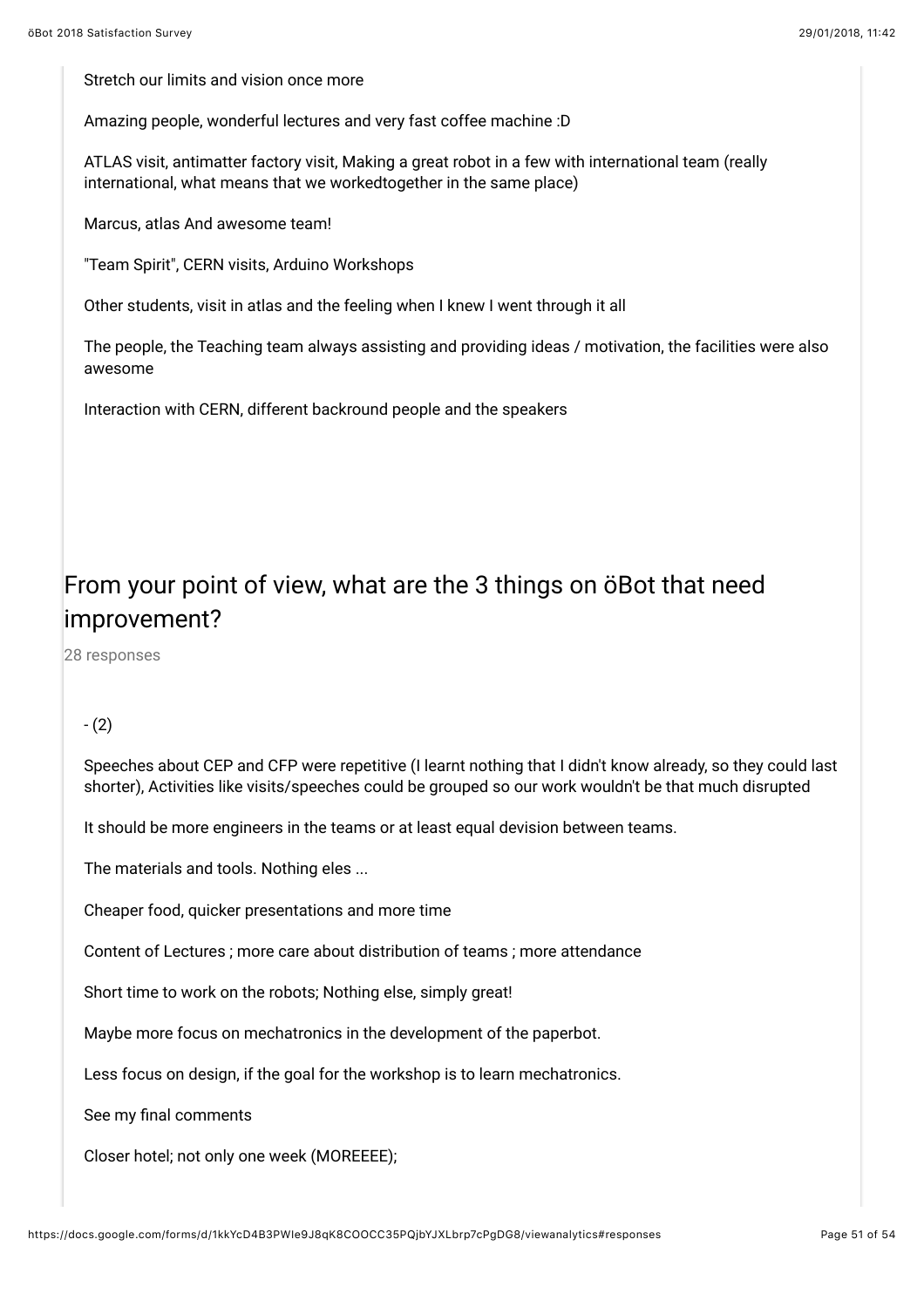Stretch our limits and vision once more

Amazing people, wonderful lectures and very fast coffee machine :D

ATLAS visit, antimatter factory visit, Making a great robot in a few with international team (really international, what means that we workedtogether in the same place)

Marcus, atlas And awesome team!

"Team Spirit", CERN visits, Arduino Workshops

Other students, visit in atlas and the feeling when I knew I went through it all

The people, the Teaching team always assisting and providing ideas / motivation, the facilities were also awesome

Interaction with CERN, different backround people and the speakers

## From your point of view, what are the 3 things on öBot that need improvement?

28 responses

- (2)

Speeches about CEP and CFP were repetitive (I learnt nothing that I didn't know already, so they could last shorter), Activities like visits/speeches could be grouped so our work wouldn't be that much disrupted

It should be more engineers in the teams or at least equal devision between teams.

The materials and tools. Nothing eles ...

Cheaper food, quicker presentations and more time

Content of Lectures ; more care about distribution of teams ; more attendance

Short time to work on the robots; Nothing else, simply great!

Maybe more focus on mechatronics in the development of the paperbot.

Less focus on design, if the goal for the workshop is to learn mechatronics.

See my final comments

Closer hotel; not only one week (MOREEEE);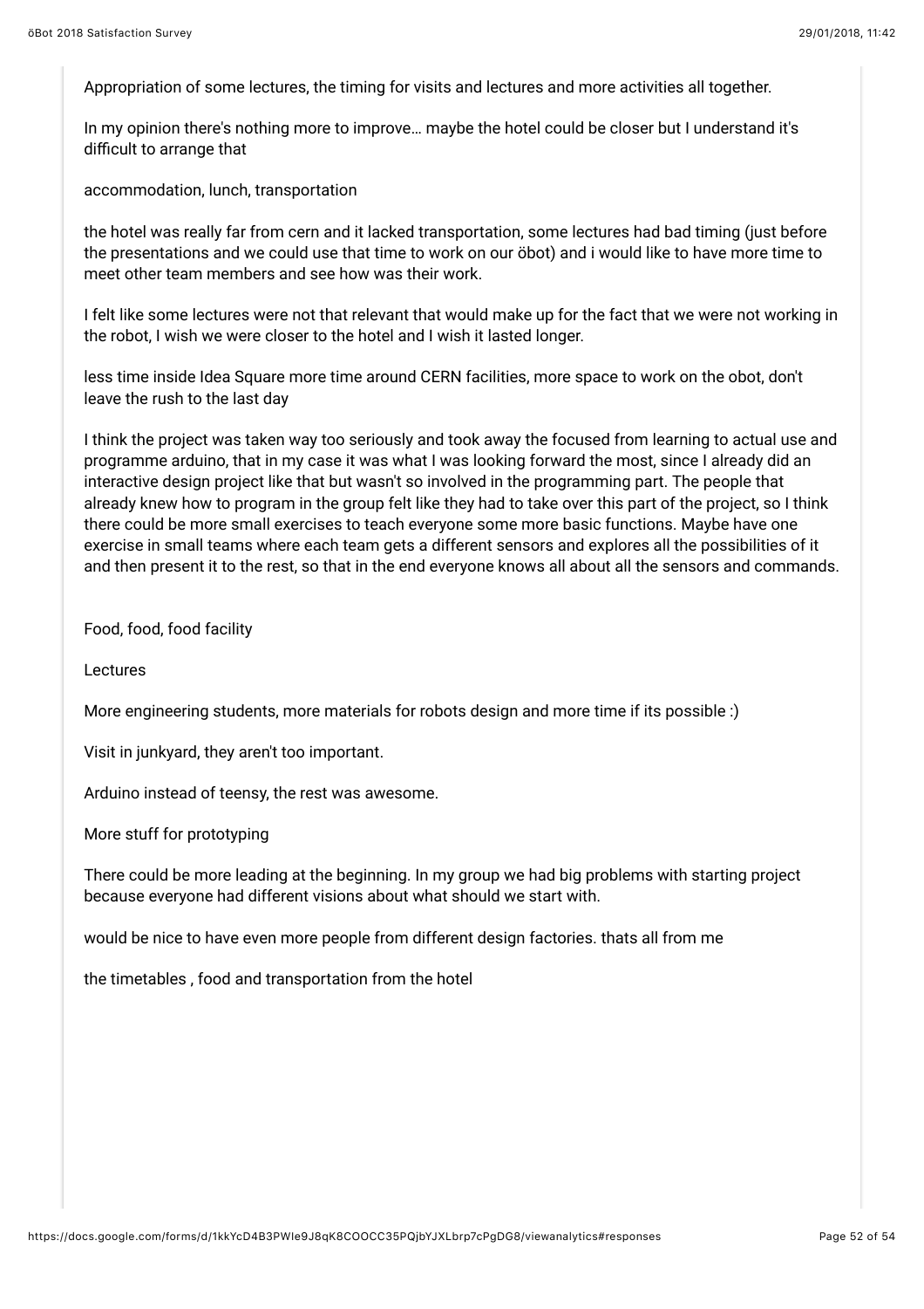Appropriation of some lectures, the timing for visits and lectures and more activities all together.

In my opinion there's nothing more to improve… maybe the hotel could be closer but I understand it's difficult to arrange that

accommodation, lunch, transportation

the hotel was really far from cern and it lacked transportation, some lectures had bad timing (just before the presentations and we could use that time to work on our öbot) and i would like to have more time to meet other team members and see how was their work.

I felt like some lectures were not that relevant that would make up for the fact that we were not working in the robot, I wish we were closer to the hotel and I wish it lasted longer.

less time inside Idea Square more time around CERN facilities, more space to work on the obot, don't leave the rush to the last day

I think the project was taken way too seriously and took away the focused from learning to actual use and programme arduino, that in my case it was what I was looking forward the most, since I already did an interactive design project like that but wasn't so involved in the programming part. The people that already knew how to program in the group felt like they had to take over this part of the project, so I think there could be more small exercises to teach everyone some more basic functions. Maybe have one exercise in small teams where each team gets a different sensors and explores all the possibilities of it and then present it to the rest, so that in the end everyone knows all about all the sensors and commands.

Food, food, food facility

Lectures

More engineering students, more materials for robots design and more time if its possible :)

Visit in junkyard, they aren't too important.

Arduino instead of teensy, the rest was awesome.

More stuff for prototyping

There could be more leading at the beginning. In my group we had big problems with starting project because everyone had different visions about what should we start with.

would be nice to have even more people from different design factories. thats all from me

the timetables , food and transportation from the hotel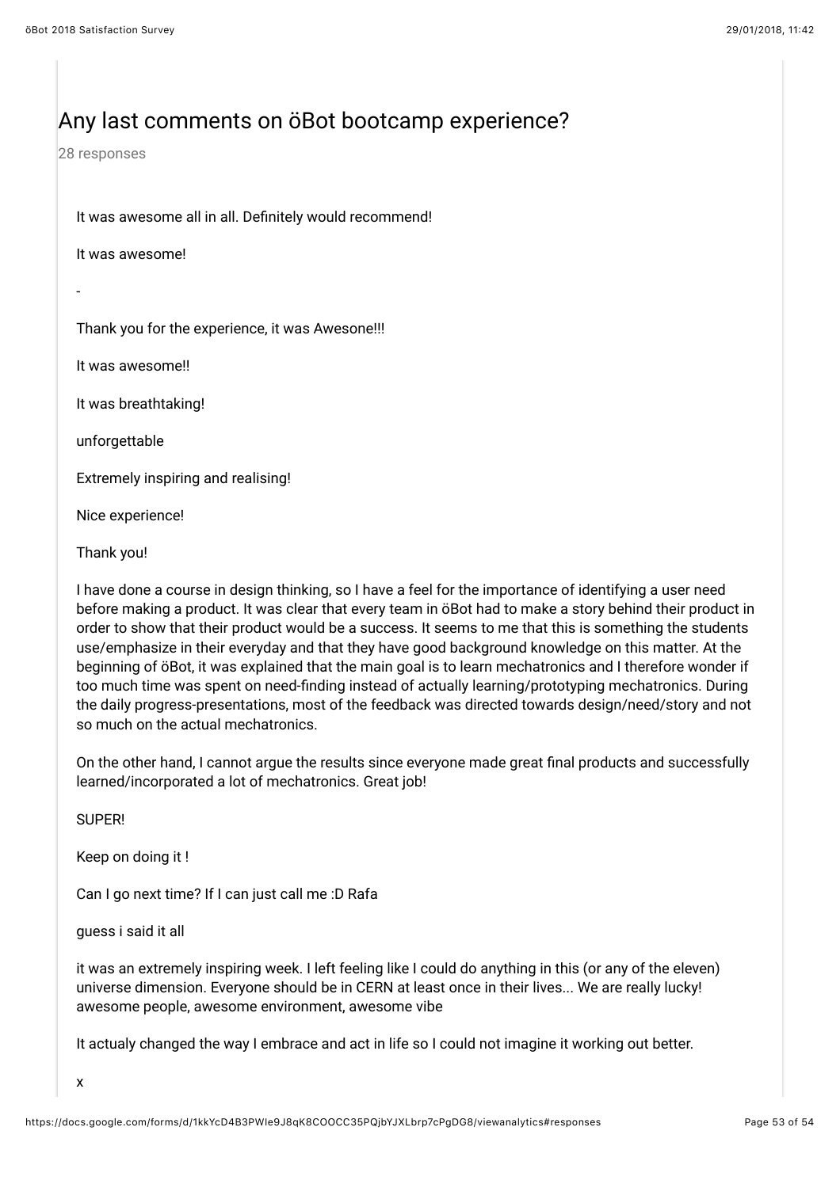## Any last comments on öBot bootcamp experience?

28 responses

It was awesome all in all. Definitely would recommend!

It was awesome!

-

Thank you for the experience, it was Awesone!!!

It was awesome!!

It was breathtaking!

unforgettable

Extremely inspiring and realising!

Nice experience!

Thank you!

I have done a course in design thinking, so I have a feel for the importance of identifying a user need before making a product. It was clear that every team in öBot had to make a story behind their product in order to show that their product would be a success. It seems to me that this is something the students use/emphasize in their everyday and that they have good background knowledge on this matter. At the beginning of öBot, it was explained that the main goal is to learn mechatronics and I therefore wonder if too much time was spent on need-finding instead of actually learning/prototyping mechatronics. During the daily progress-presentations, most of the feedback was directed towards design/need/story and not so much on the actual mechatronics.

On the other hand, I cannot argue the results since everyone made great final products and successfully learned/incorporated a lot of mechatronics. Great job!

SUPER!

Keep on doing it !

Can I go next time? If I can just call me :D Rafa

guess i said it all

it was an extremely inspiring week. I left feeling like I could do anything in this (or any of the eleven) universe dimension. Everyone should be in CERN at least once in their lives... We are really lucky! awesome people, awesome environment, awesome vibe

It actualy changed the way I embrace and act in life so I could not imagine it working out better.

x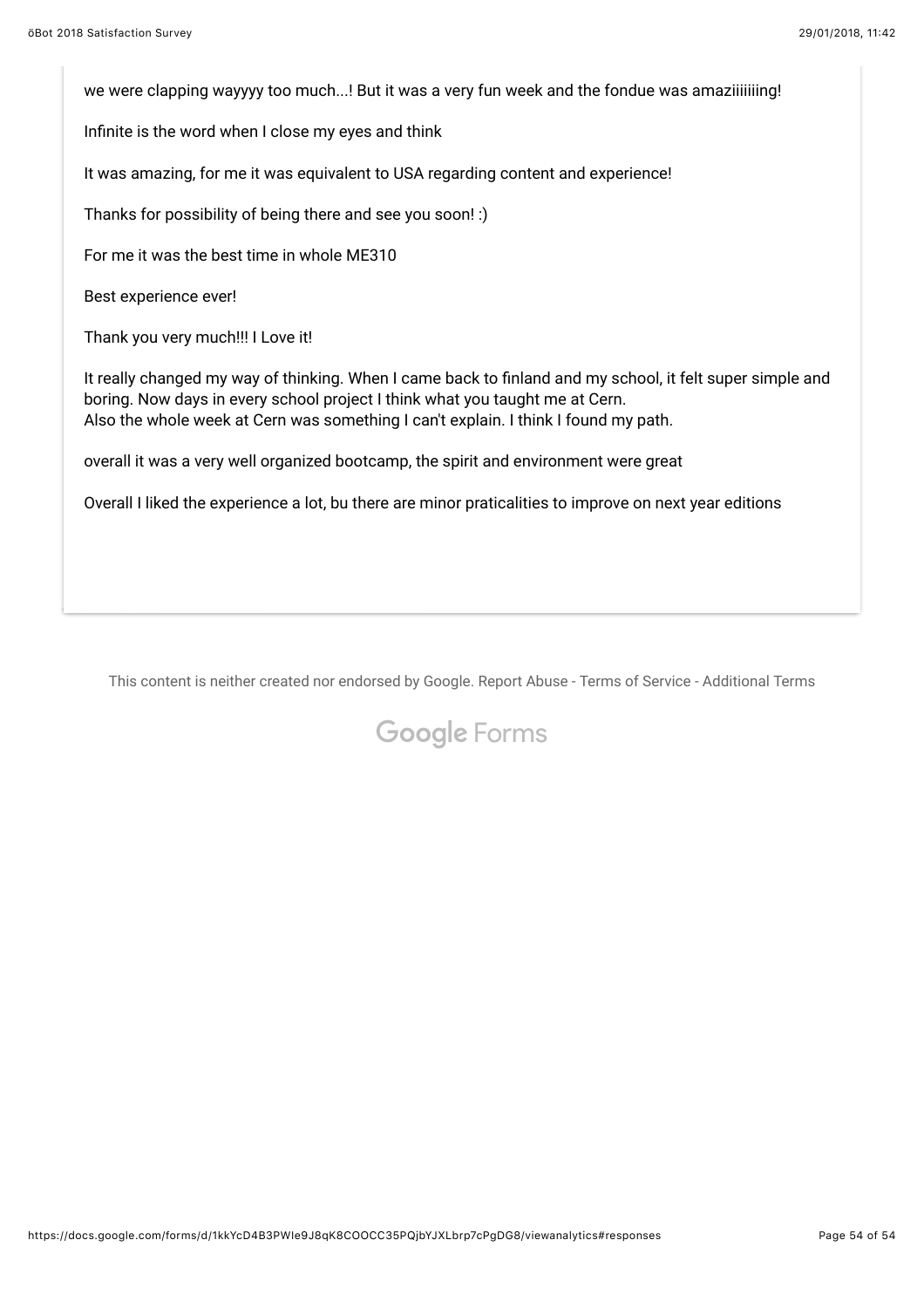we were clapping wayyyy too much...! But it was a very fun week and the fondue was amaziiiiiiing!

Infinite is the word when I close my eyes and think

It was amazing, for me it was equivalent to USA regarding content and experience!

Thanks for possibility of being there and see you soon! :)

For me it was the best time in whole ME310

Best experience ever!

Thank you very much!!! I Love it!

It really changed my way of thinking. When I came back to finland and my school, it felt super simple and boring. Now days in every school project I think what you taught me at Cern.
Also the whole week at Cern was something I can't explain. I think I found my path.

overall it was a very well organized bootcamp, the spirit and environment were great

Overall I liked the experience a lot, bu there are minor praticalities to improve on next year editions

This content is neither created nor endorsed by Google. Report Abuse - Terms of Service - Additional Terms

Google Forms